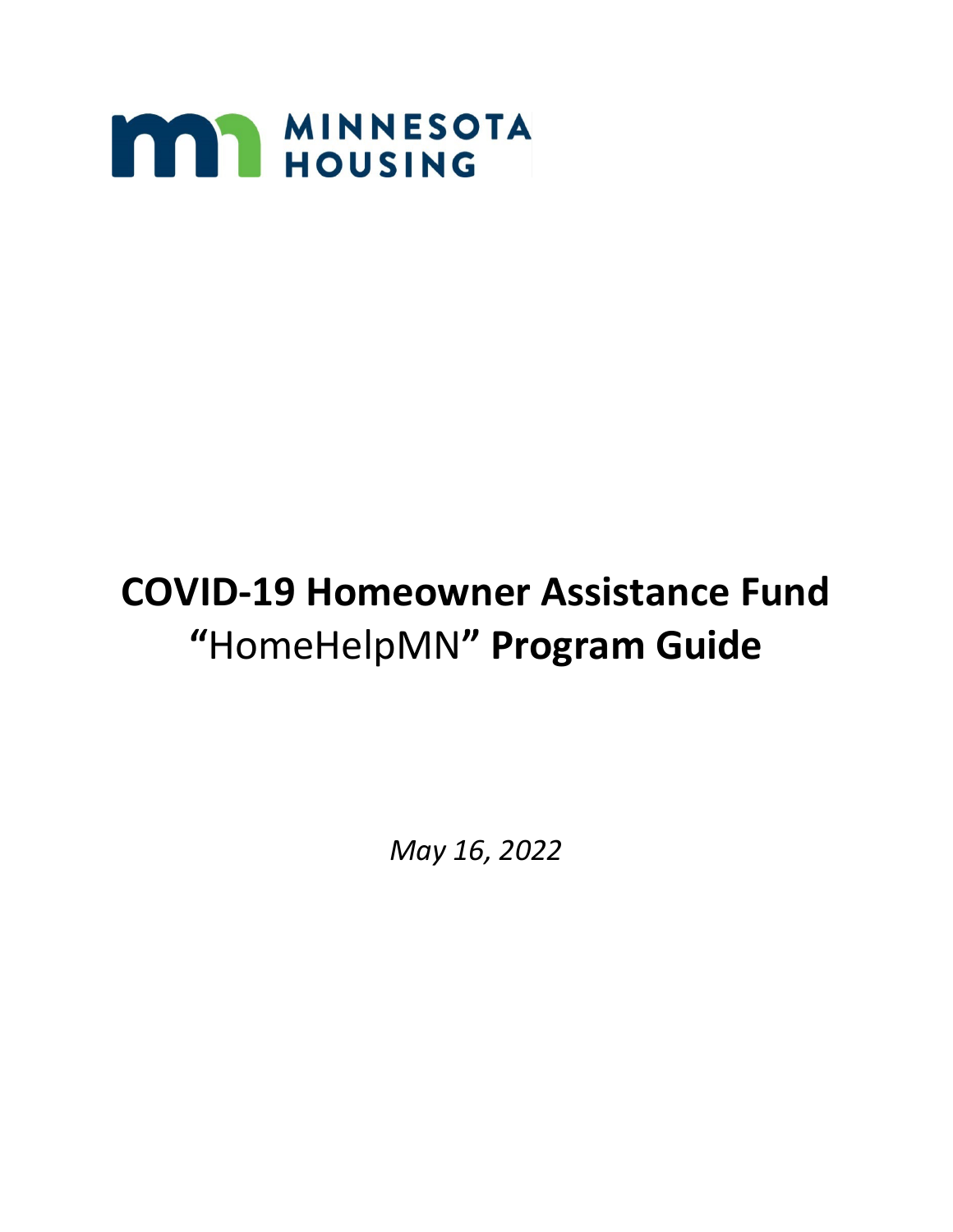MINNESOTA HOUSING

# COVID-19 Homeowner Assistance Fund "HomeHelpMN" Program Guide

*May 16, 2022*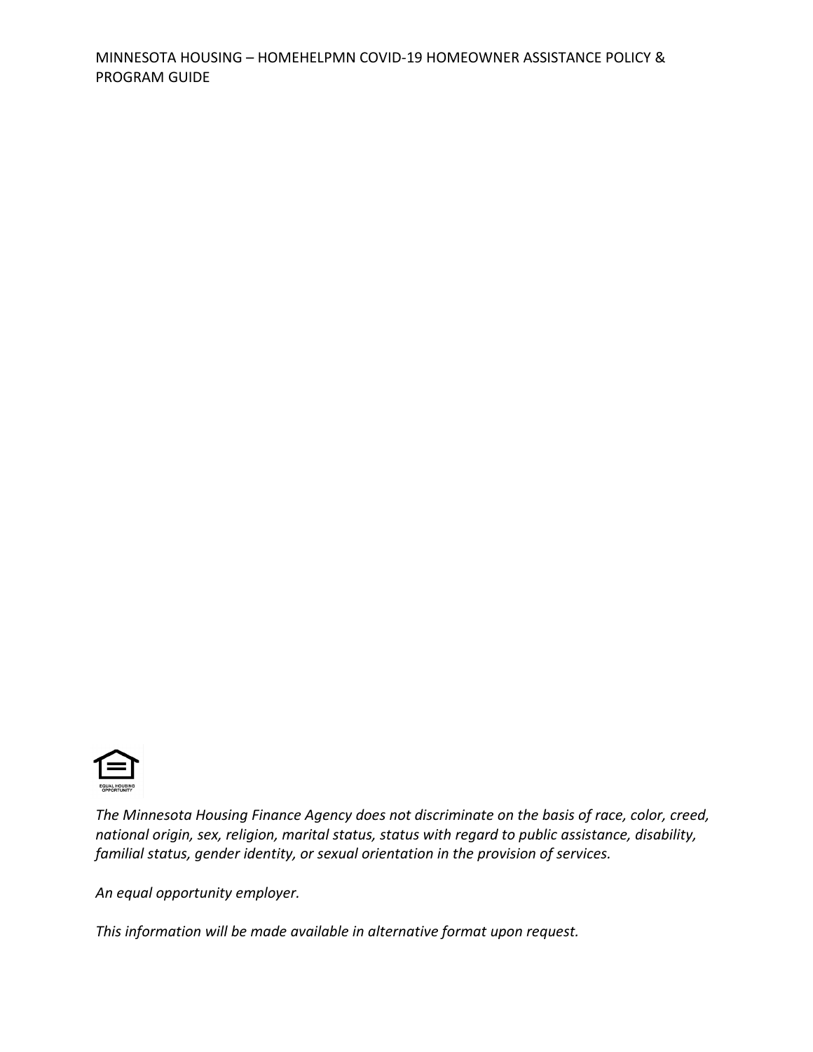*The Minnesota Housing Finance Agency does not discriminate on the basis of race, color, creed, national origin, sex, religion, marital status, status with regard to public assistance, disability, familial status, gender identity, or sexual orientation in the provision of services.*

*An equal opportunity employer.*

*This information will be made available in alternative format upon request.*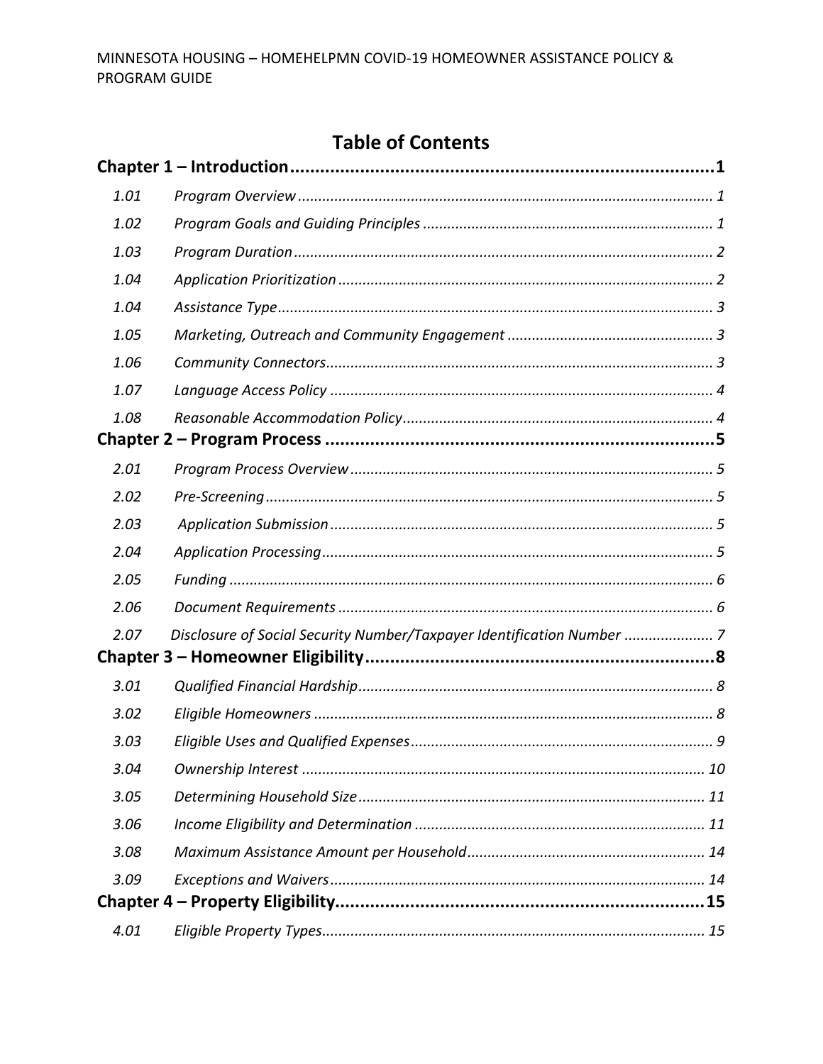# Table of Contents

**Chapter 1 – Introduction....................................................................................1**

*1.01 Program Overview ...................................................................................... 1*

*1.02 Program Goals and Guiding Principles ....................................................................... 1*

*1.03 Program Duration ...................................................................................... 2*

*1.04 Application Prioritization ........................................................................... 2*

*1.04 Assistance Type .......................................................................................... 3*

*1.05 Marketing, Outreach and Community Engagement .................................................. 3*

*1.06 Community Connectors ............................................................................... 3*

*1.07 Language Access Policy .............................................................................. 4*

*1.08 Reasonable Accommodation Policy ............................................................ 4*

**Chapter 2 – Program Process ..............................................................................5**

*2.01 Program Process Overview .......................................................................... 5*

*2.02 Pre-Screening ............................................................................................. 5*

*2.03 Application Submission ............................................................................. 5*

*2.04 Application Processing ............................................................................... 5*

*2.05 Funding ...................................................................................................... 6*

*2.06 Document Requirements ............................................................................ 6*

*2.07 Disclosure of Social Security Number/Taxpayer Identification Number ..................... 7*

**Chapter 3 – Homeowner Eligibility......................................................................8**

*3.01 Qualified Financial Hardship ....................................................................... 8*

*3.02 Eligible Homeowners .................................................................................. 8*

*3.03 Eligible Uses and Qualified Expenses .......................................................................... 9*

*3.04 Ownership Interest ................................................................................... 10*

*3.05 Determining Household Size ..................................................................... 11*

*3.06 Income Eligibility and Determination ....................................................................... 11*

*3.08 Maximum Assistance Amount per Household ........................................................... 14*

*3.09 Exceptions and Waivers ............................................................................ 14*

**Chapter 4 – Property Eligibility..........................................................................15**

*4.01 Eligible Property Types .............................................................................. 15*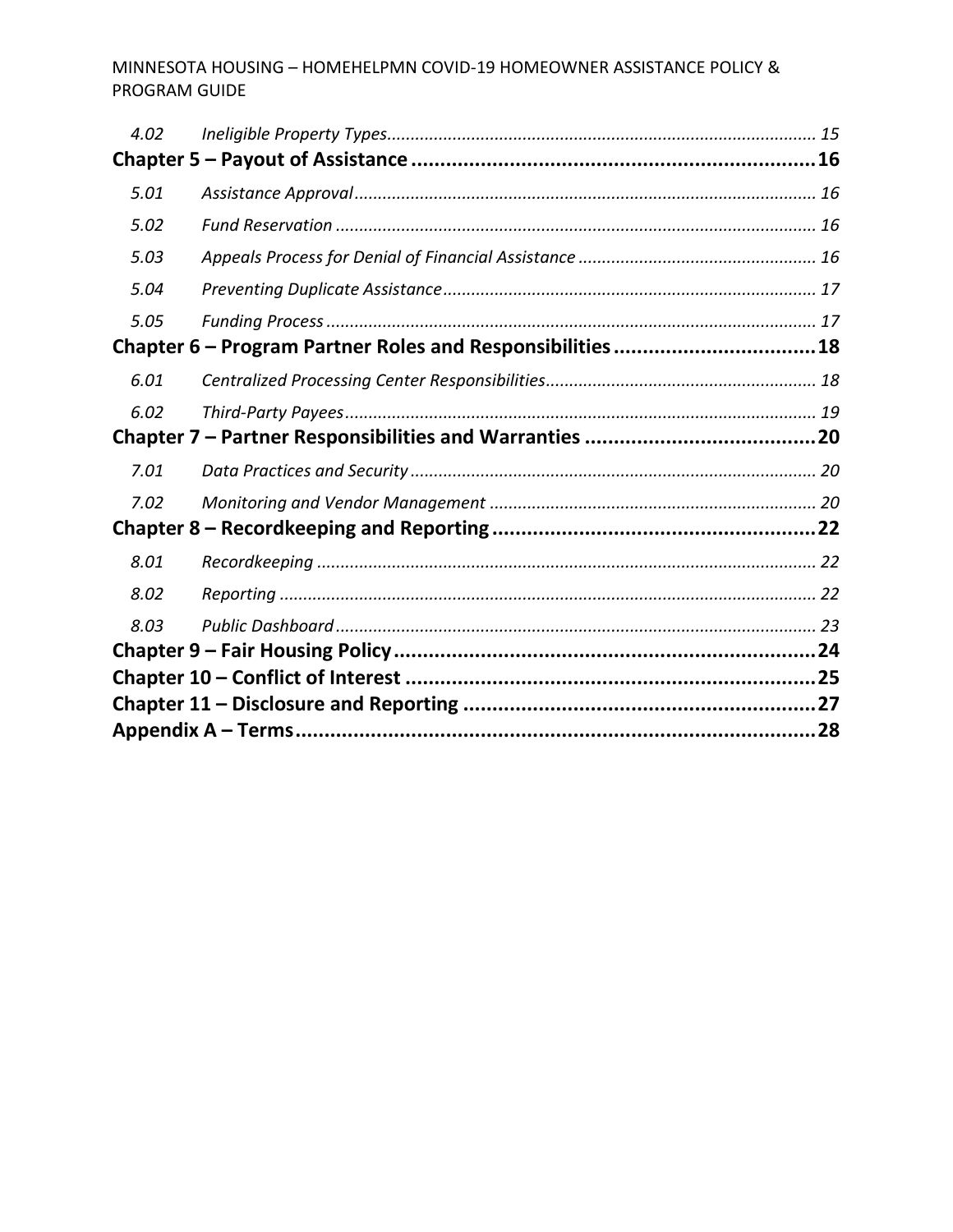| | | |
|---|---|---|
| *4.02* | *Ineligible Property Types* | *15* |
| **Chapter 5 – Payout of Assistance** | | **16** |
| *5.01* | *Assistance Approval* | *16* |
| *5.02* | *Fund Reservation* | *16* |
| *5.03* | *Appeals Process for Denial of Financial Assistance* | *16* |
| *5.04* | *Preventing Duplicate Assistance* | *17* |
| *5.05* | *Funding Process* | *17* |
| **Chapter 6 – Program Partner Roles and Responsibilities** | | **18** |
| *6.01* | *Centralized Processing Center Responsibilities* | *18* |
| *6.02* | *Third-Party Payees* | *19* |
| **Chapter 7 – Partner Responsibilities and Warranties** | | **20** |
| *7.01* | *Data Practices and Security* | *20* |
| *7.02* | *Monitoring and Vendor Management* | *20* |
| **Chapter 8 – Recordkeeping and Reporting** | | **22** |
| *8.01* | *Recordkeeping* | *22* |
| *8.02* | *Reporting* | *22* |
| *8.03* | *Public Dashboard* | *23* |
| **Chapter 9 – Fair Housing Policy** | | **24** |
| **Chapter 10 – Conflict of Interest** | | **25** |
| **Chapter 11 – Disclosure and Reporting** | | **27** |
| **Appendix A – Terms** | | **28** |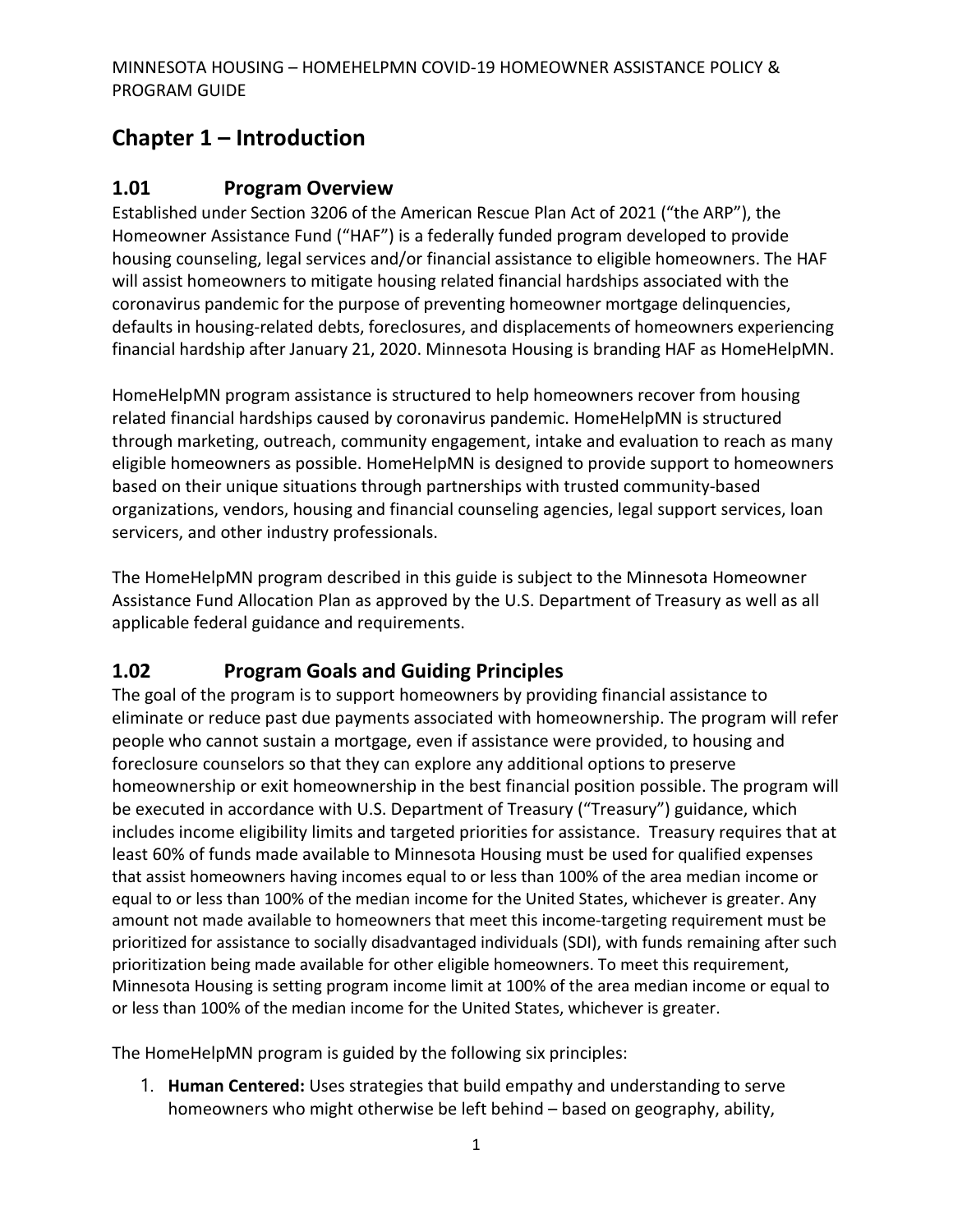# Chapter 1 – Introduction

## 1.01 Program Overview

Established under Section 3206 of the American Rescue Plan Act of 2021 ("the ARP"), the Homeowner Assistance Fund ("HAF") is a federally funded program developed to provide housing counseling, legal services and/or financial assistance to eligible homeowners. The HAF will assist homeowners to mitigate housing related financial hardships associated with the coronavirus pandemic for the purpose of preventing homeowner mortgage delinquencies, defaults in housing-related debts, foreclosures, and displacements of homeowners experiencing financial hardship after January 21, 2020. Minnesota Housing is branding HAF as HomeHelpMN.

HomeHelpMN program assistance is structured to help homeowners recover from housing related financial hardships caused by coronavirus pandemic. HomeHelpMN is structured through marketing, outreach, community engagement, intake and evaluation to reach as many eligible homeowners as possible. HomeHelpMN is designed to provide support to homeowners based on their unique situations through partnerships with trusted community-based organizations, vendors, housing and financial counseling agencies, legal support services, loan servicers, and other industry professionals.

The HomeHelpMN program described in this guide is subject to the Minnesota Homeowner Assistance Fund Allocation Plan as approved by the U.S. Department of Treasury as well as all applicable federal guidance and requirements.

## 1.02 Program Goals and Guiding Principles

The goal of the program is to support homeowners by providing financial assistance to eliminate or reduce past due payments associated with homeownership. The program will refer people who cannot sustain a mortgage, even if assistance were provided, to housing and foreclosure counselors so that they can explore any additional options to preserve homeownership or exit homeownership in the best financial position possible. The program will be executed in accordance with U.S. Department of Treasury ("Treasury") guidance, which includes income eligibility limits and targeted priorities for assistance. Treasury requires that at least 60% of funds made available to Minnesota Housing must be used for qualified expenses that assist homeowners having incomes equal to or less than 100% of the area median income or equal to or less than 100% of the median income for the United States, whichever is greater. Any amount not made available to homeowners that meet this income-targeting requirement must be prioritized for assistance to socially disadvantaged individuals (SDI), with funds remaining after such prioritization being made available for other eligible homeowners. To meet this requirement, Minnesota Housing is setting program income limit at 100% of the area median income or equal to or less than 100% of the median income for the United States, whichever is greater.

The HomeHelpMN program is guided by the following six principles:

1. **Human Centered:** Uses strategies that build empathy and understanding to serve homeowners who might otherwise be left behind – based on geography, ability,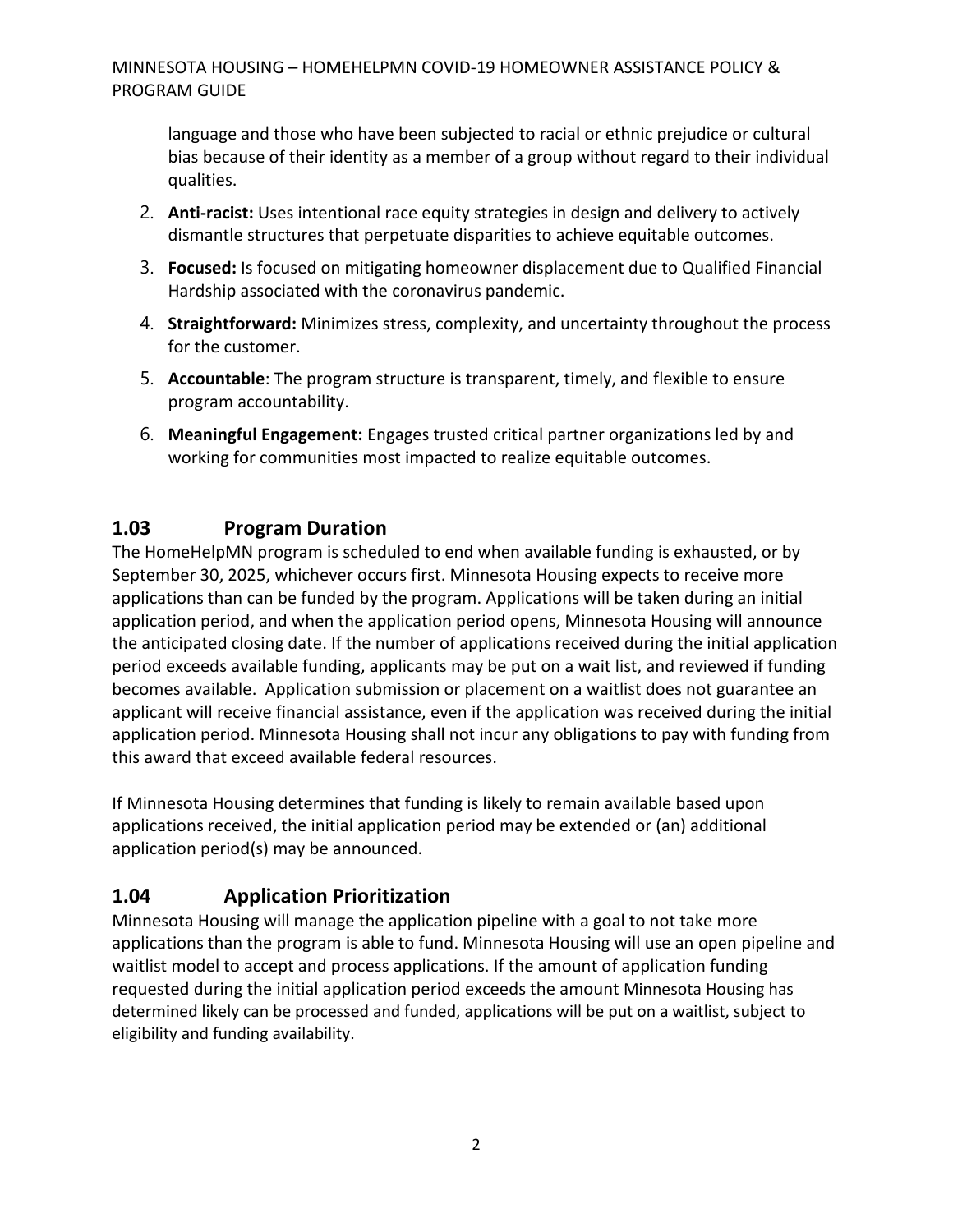language and those who have been subjected to racial or ethnic prejudice or cultural bias because of their identity as a member of a group without regard to their individual qualities.

2. **Anti-racist:** Uses intentional race equity strategies in design and delivery to actively dismantle structures that perpetuate disparities to achieve equitable outcomes.
3. **Focused:** Is focused on mitigating homeowner displacement due to Qualified Financial Hardship associated with the coronavirus pandemic.
4. **Straightforward:** Minimizes stress, complexity, and uncertainty throughout the process for the customer.
5. **Accountable**: The program structure is transparent, timely, and flexible to ensure program accountability.
6. **Meaningful Engagement:** Engages trusted critical partner organizations led by and working for communities most impacted to realize equitable outcomes.

## 1.03 Program Duration

The HomeHelpMN program is scheduled to end when available funding is exhausted, or by September 30, 2025, whichever occurs first. Minnesota Housing expects to receive more applications than can be funded by the program. Applications will be taken during an initial application period, and when the application period opens, Minnesota Housing will announce the anticipated closing date. If the number of applications received during the initial application period exceeds available funding, applicants may be put on a wait list, and reviewed if funding becomes available. Application submission or placement on a waitlist does not guarantee an applicant will receive financial assistance, even if the application was received during the initial application period. Minnesota Housing shall not incur any obligations to pay with funding from this award that exceed available federal resources.

If Minnesota Housing determines that funding is likely to remain available based upon applications received, the initial application period may be extended or (an) additional application period(s) may be announced.

## 1.04 Application Prioritization

Minnesota Housing will manage the application pipeline with a goal to not take more applications than the program is able to fund. Minnesota Housing will use an open pipeline and waitlist model to accept and process applications. If the amount of application funding requested during the initial application period exceeds the amount Minnesota Housing has determined likely can be processed and funded, applications will be put on a waitlist, subject to eligibility and funding availability.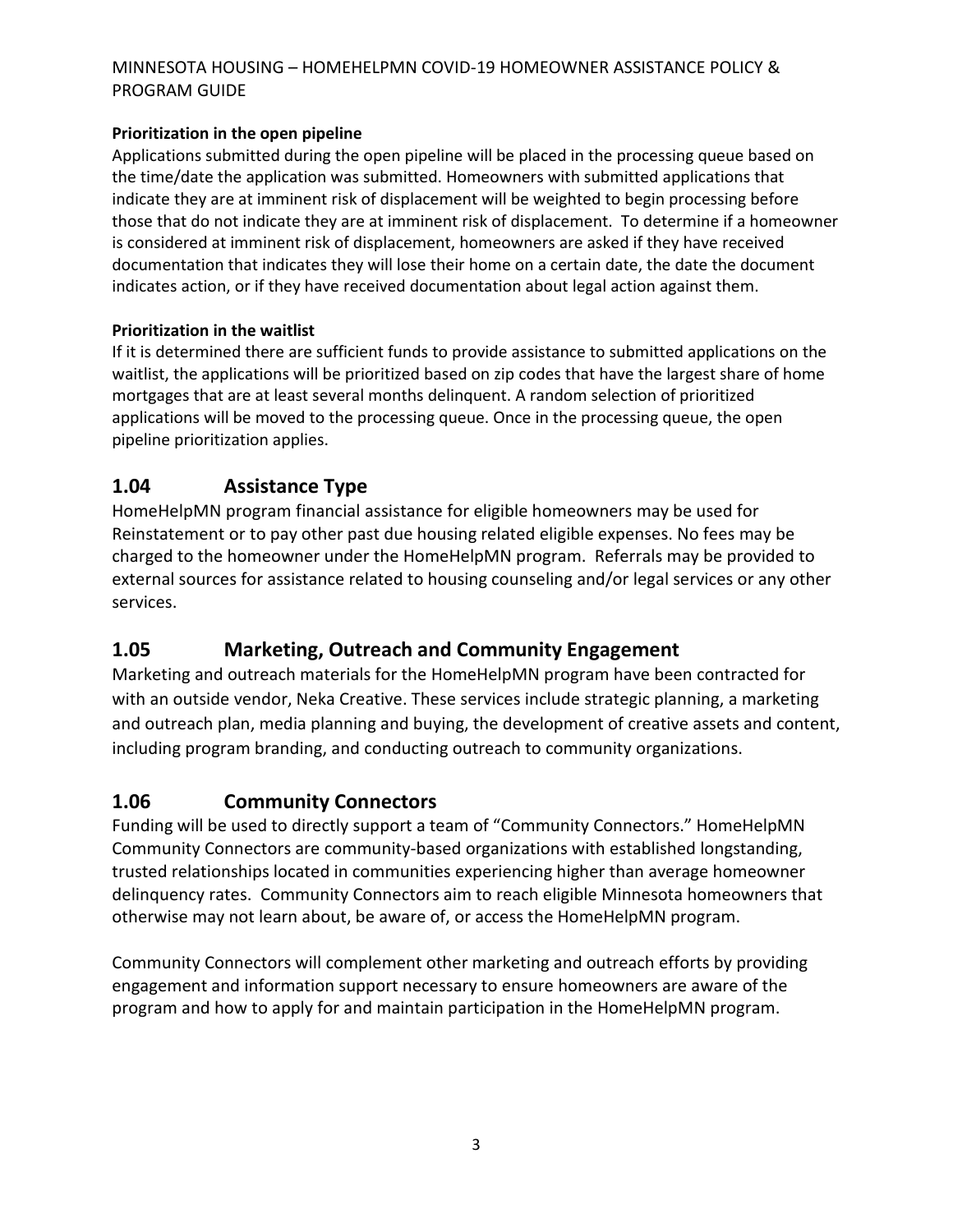**Prioritization in the open pipeline**

Applications submitted during the open pipeline will be placed in the processing queue based on the time/date the application was submitted. Homeowners with submitted applications that indicate they are at imminent risk of displacement will be weighted to begin processing before those that do not indicate they are at imminent risk of displacement. To determine if a homeowner is considered at imminent risk of displacement, homeowners are asked if they have received documentation that indicates they will lose their home on a certain date, the date the document indicates action, or if they have received documentation about legal action against them.

**Prioritization in the waitlist**

If it is determined there are sufficient funds to provide assistance to submitted applications on the waitlist, the applications will be prioritized based on zip codes that have the largest share of home mortgages that are at least several months delinquent. A random selection of prioritized applications will be moved to the processing queue. Once in the processing queue, the open pipeline prioritization applies.

## 1.04 Assistance Type

HomeHelpMN program financial assistance for eligible homeowners may be used for Reinstatement or to pay other past due housing related eligible expenses. No fees may be charged to the homeowner under the HomeHelpMN program. Referrals may be provided to external sources for assistance related to housing counseling and/or legal services or any other services.

## 1.05 Marketing, Outreach and Community Engagement

Marketing and outreach materials for the HomeHelpMN program have been contracted for with an outside vendor, Neka Creative. These services include strategic planning, a marketing and outreach plan, media planning and buying, the development of creative assets and content, including program branding, and conducting outreach to community organizations.

## 1.06 Community Connectors

Funding will be used to directly support a team of "Community Connectors." HomeHelpMN Community Connectors are community-based organizations with established longstanding, trusted relationships located in communities experiencing higher than average homeowner delinquency rates. Community Connectors aim to reach eligible Minnesota homeowners that otherwise may not learn about, be aware of, or access the HomeHelpMN program.

Community Connectors will complement other marketing and outreach efforts by providing engagement and information support necessary to ensure homeowners are aware of the program and how to apply for and maintain participation in the HomeHelpMN program.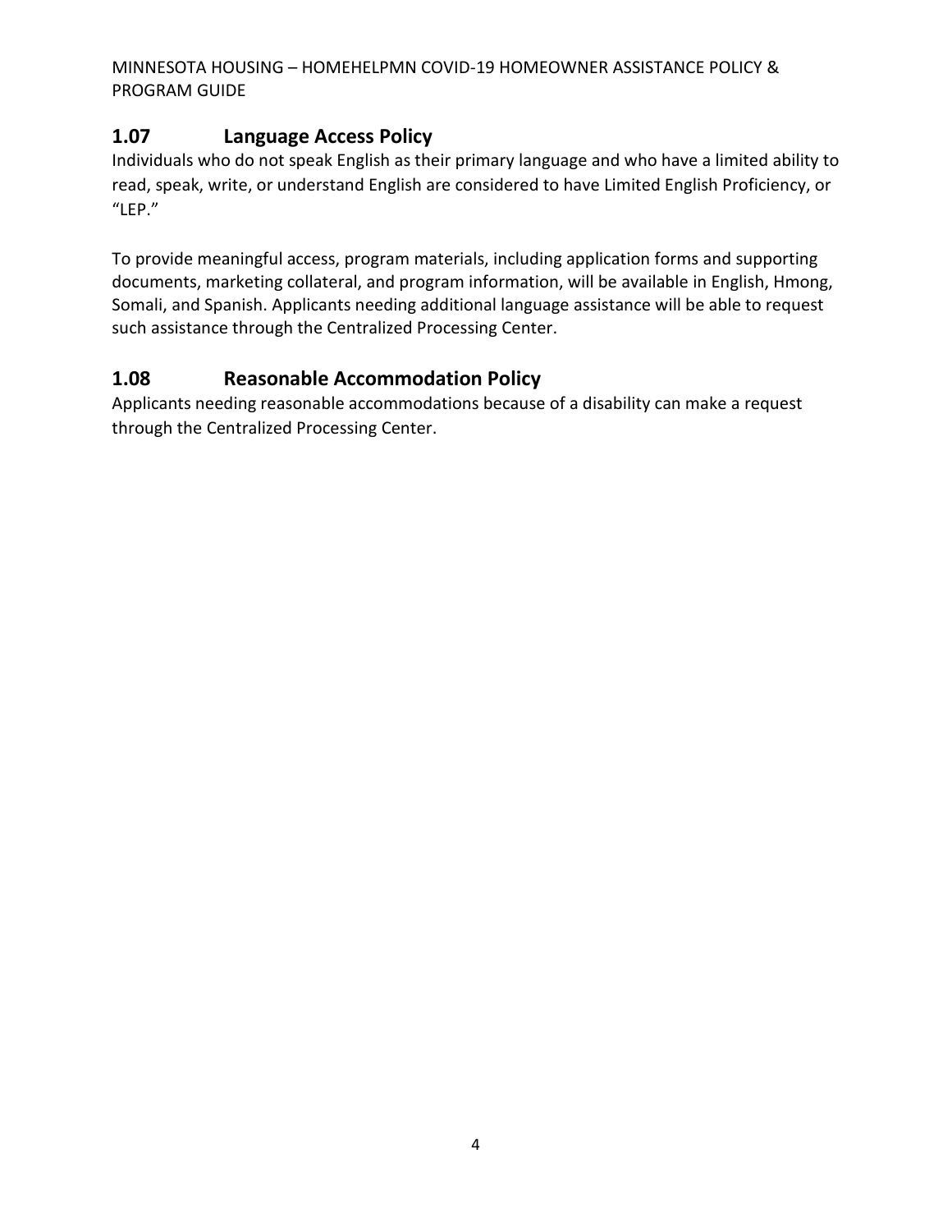## 1.07 Language Access Policy

Individuals who do not speak English as their primary language and who have a limited ability to read, speak, write, or understand English are considered to have Limited English Proficiency, or "LEP."

To provide meaningful access, program materials, including application forms and supporting documents, marketing collateral, and program information, will be available in English, Hmong, Somali, and Spanish. Applicants needing additional language assistance will be able to request such assistance through the Centralized Processing Center.

## 1.08 Reasonable Accommodation Policy

Applicants needing reasonable accommodations because of a disability can make a request through the Centralized Processing Center.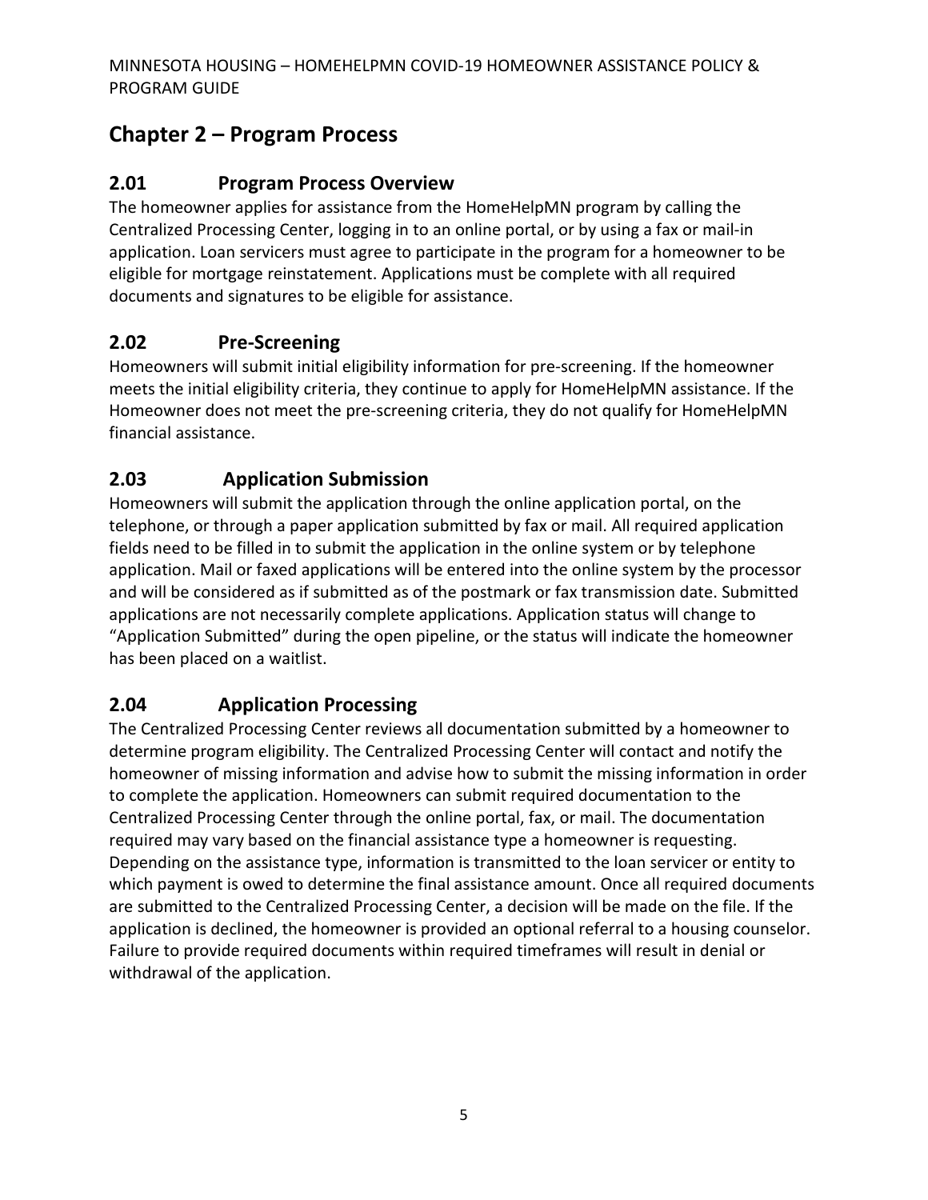# Chapter 2 – Program Process

## 2.01 Program Process Overview

The homeowner applies for assistance from the HomeHelpMN program by calling the Centralized Processing Center, logging in to an online portal, or by using a fax or mail-in application. Loan servicers must agree to participate in the program for a homeowner to be eligible for mortgage reinstatement. Applications must be complete with all required documents and signatures to be eligible for assistance.

## 2.02 Pre-Screening

Homeowners will submit initial eligibility information for pre-screening. If the homeowner meets the initial eligibility criteria, they continue to apply for HomeHelpMN assistance. If the Homeowner does not meet the pre-screening criteria, they do not qualify for HomeHelpMN financial assistance.

## 2.03 Application Submission

Homeowners will submit the application through the online application portal, on the telephone, or through a paper application submitted by fax or mail. All required application fields need to be filled in to submit the application in the online system or by telephone application. Mail or faxed applications will be entered into the online system by the processor and will be considered as if submitted as of the postmark or fax transmission date. Submitted applications are not necessarily complete applications. Application status will change to "Application Submitted" during the open pipeline, or the status will indicate the homeowner has been placed on a waitlist.

## 2.04 Application Processing

The Centralized Processing Center reviews all documentation submitted by a homeowner to determine program eligibility. The Centralized Processing Center will contact and notify the homeowner of missing information and advise how to submit the missing information in order to complete the application. Homeowners can submit required documentation to the Centralized Processing Center through the online portal, fax, or mail. The documentation required may vary based on the financial assistance type a homeowner is requesting. Depending on the assistance type, information is transmitted to the loan servicer or entity to which payment is owed to determine the final assistance amount. Once all required documents are submitted to the Centralized Processing Center, a decision will be made on the file. If the application is declined, the homeowner is provided an optional referral to a housing counselor. Failure to provide required documents within required timeframes will result in denial or withdrawal of the application.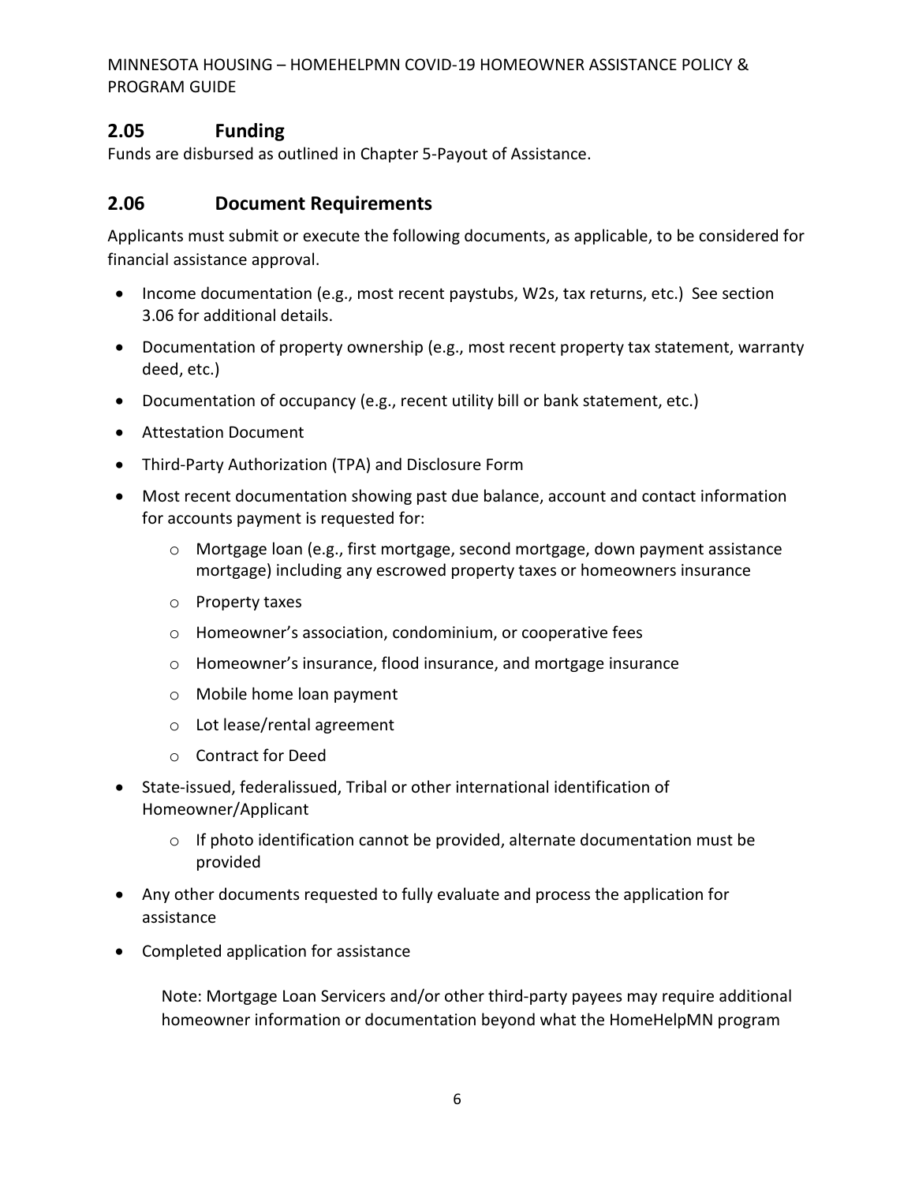## 2.05 Funding

Funds are disbursed as outlined in Chapter 5-Payout of Assistance.

## 2.06 Document Requirements

Applicants must submit or execute the following documents, as applicable, to be considered for financial assistance approval.

- Income documentation (e.g., most recent paystubs, W2s, tax returns, etc.) See section 3.06 for additional details.
- Documentation of property ownership (e.g., most recent property tax statement, warranty deed, etc.)
- Documentation of occupancy (e.g., recent utility bill or bank statement, etc.)
- Attestation Document
- Third-Party Authorization (TPA) and Disclosure Form
- Most recent documentation showing past due balance, account and contact information for accounts payment is requested for:
    - Mortgage loan (e.g., first mortgage, second mortgage, down payment assistance mortgage) including any escrowed property taxes or homeowners insurance
    - Property taxes
    - Homeowner's association, condominium, or cooperative fees
    - Homeowner's insurance, flood insurance, and mortgage insurance
    - Mobile home loan payment
    - Lot lease/rental agreement
    - Contract for Deed
- State-issued, federalissued, Tribal or other international identification of Homeowner/Applicant
    - If photo identification cannot be provided, alternate documentation must be provided
- Any other documents requested to fully evaluate and process the application for assistance
- Completed application for assistance

  Note: Mortgage Loan Servicers and/or other third-party payees may require additional homeowner information or documentation beyond what the HomeHelpMN program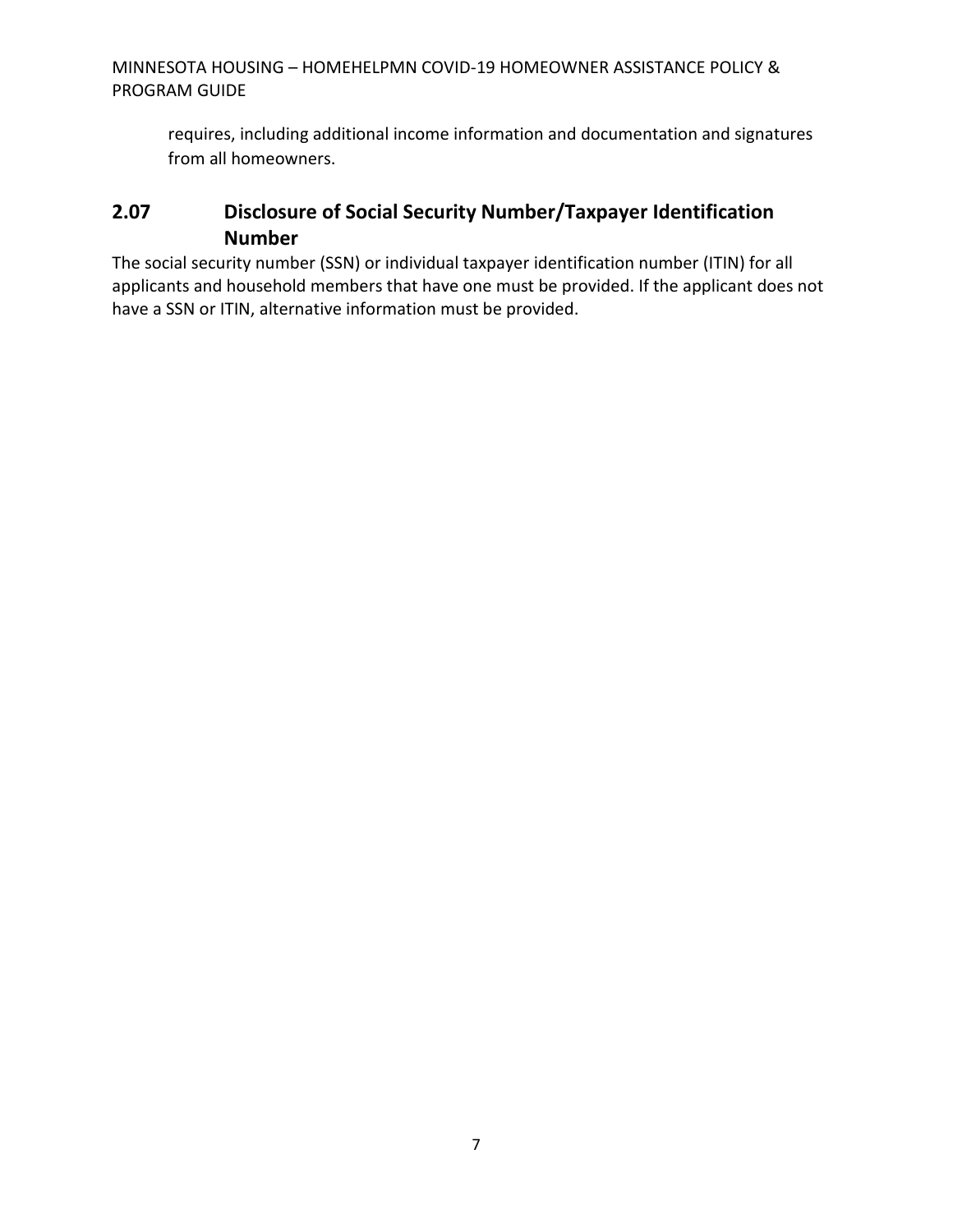requires, including additional income information and documentation and signatures from all homeowners.

## 2.07 Disclosure of Social Security Number/Taxpayer Identification Number

The social security number (SSN) or individual taxpayer identification number (ITIN) for all applicants and household members that have one must be provided. If the applicant does not have a SSN or ITIN, alternative information must be provided.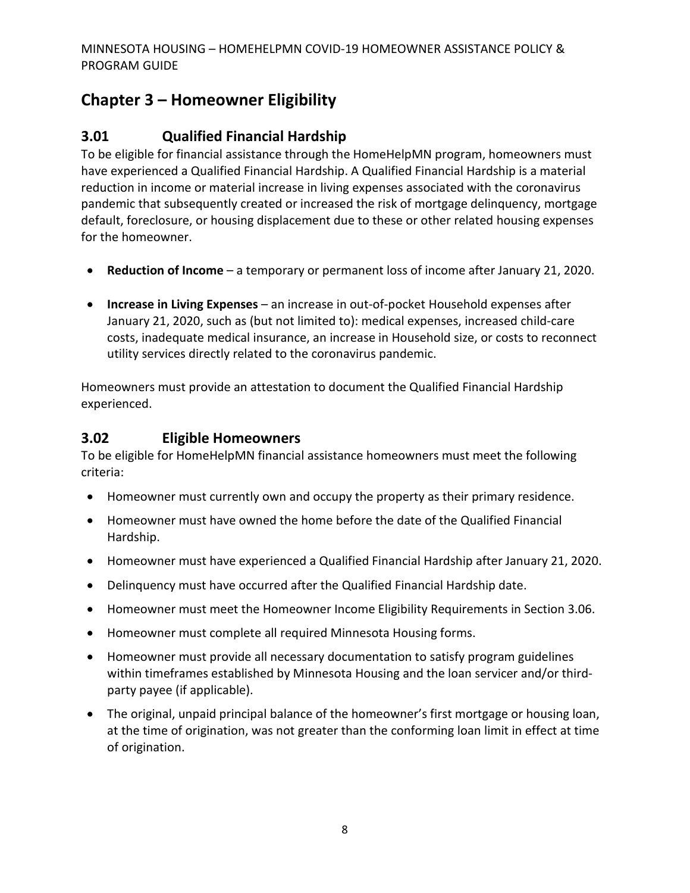# Chapter 3 – Homeowner Eligibility

## 3.01 Qualified Financial Hardship

To be eligible for financial assistance through the HomeHelpMN program, homeowners must have experienced a Qualified Financial Hardship. A Qualified Financial Hardship is a material reduction in income or material increase in living expenses associated with the coronavirus pandemic that subsequently created or increased the risk of mortgage delinquency, mortgage default, foreclosure, or housing displacement due to these or other related housing expenses for the homeowner.

- **Reduction of Income** – a temporary or permanent loss of income after January 21, 2020.
- **Increase in Living Expenses** – an increase in out-of-pocket Household expenses after January 21, 2020, such as (but not limited to): medical expenses, increased child-care costs, inadequate medical insurance, an increase in Household size, or costs to reconnect utility services directly related to the coronavirus pandemic.

Homeowners must provide an attestation to document the Qualified Financial Hardship experienced.

## 3.02 Eligible Homeowners

To be eligible for HomeHelpMN financial assistance homeowners must meet the following criteria:

- Homeowner must currently own and occupy the property as their primary residence.
- Homeowner must have owned the home before the date of the Qualified Financial Hardship.
- Homeowner must have experienced a Qualified Financial Hardship after January 21, 2020.
- Delinquency must have occurred after the Qualified Financial Hardship date.
- Homeowner must meet the Homeowner Income Eligibility Requirements in Section 3.06.
- Homeowner must complete all required Minnesota Housing forms.
- Homeowner must provide all necessary documentation to satisfy program guidelines within timeframes established by Minnesota Housing and the loan servicer and/or third-party payee (if applicable).
- The original, unpaid principal balance of the homeowner's first mortgage or housing loan, at the time of origination, was not greater than the conforming loan limit in effect at time of origination.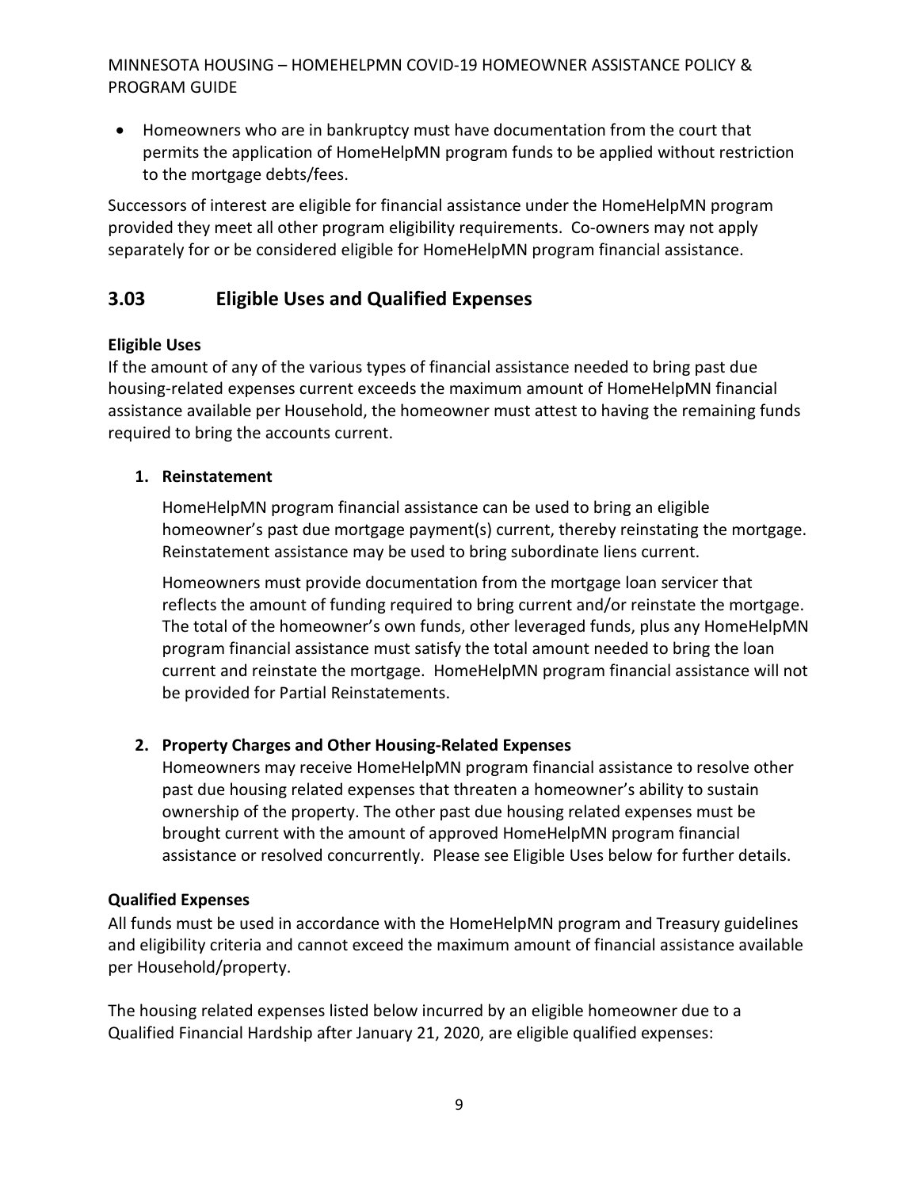- Homeowners who are in bankruptcy must have documentation from the court that permits the application of HomeHelpMN program funds to be applied without restriction to the mortgage debts/fees.

Successors of interest are eligible for financial assistance under the HomeHelpMN program provided they meet all other program eligibility requirements. Co-owners may not apply separately for or be considered eligible for HomeHelpMN program financial assistance.

## 3.03 Eligible Uses and Qualified Expenses

**Eligible Uses**

If the amount of any of the various types of financial assistance needed to bring past due housing-related expenses current exceeds the maximum amount of HomeHelpMN financial assistance available per Household, the homeowner must attest to having the remaining funds required to bring the accounts current.

1. **Reinstatement**

   HomeHelpMN program financial assistance can be used to bring an eligible homeowner's past due mortgage payment(s) current, thereby reinstating the mortgage. Reinstatement assistance may be used to bring subordinate liens current.

   Homeowners must provide documentation from the mortgage loan servicer that reflects the amount of funding required to bring current and/or reinstate the mortgage. The total of the homeowner's own funds, other leveraged funds, plus any HomeHelpMN program financial assistance must satisfy the total amount needed to bring the loan current and reinstate the mortgage. HomeHelpMN program financial assistance will not be provided for Partial Reinstatements.

2. **Property Charges and Other Housing-Related Expenses**

   Homeowners may receive HomeHelpMN program financial assistance to resolve other past due housing related expenses that threaten a homeowner's ability to sustain ownership of the property. The other past due housing related expenses must be brought current with the amount of approved HomeHelpMN program financial assistance or resolved concurrently. Please see Eligible Uses below for further details.

**Qualified Expenses**

All funds must be used in accordance with the HomeHelpMN program and Treasury guidelines and eligibility criteria and cannot exceed the maximum amount of financial assistance available per Household/property.

The housing related expenses listed below incurred by an eligible homeowner due to a Qualified Financial Hardship after January 21, 2020, are eligible qualified expenses: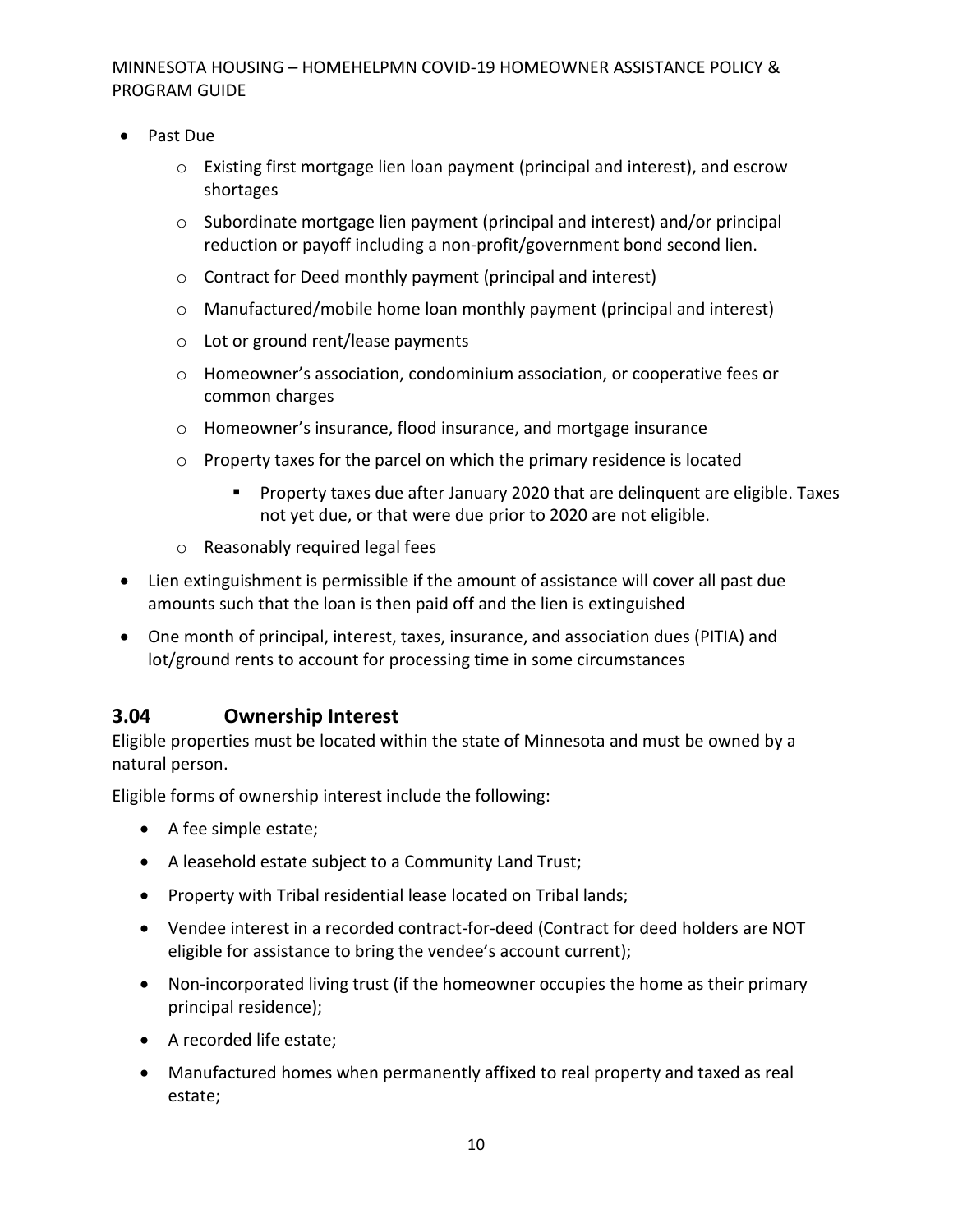- Past Due
  - Existing first mortgage lien loan payment (principal and interest), and escrow shortages
  - Subordinate mortgage lien payment (principal and interest) and/or principal reduction or payoff including a non-profit/government bond second lien.
  - Contract for Deed monthly payment (principal and interest)
  - Manufactured/mobile home loan monthly payment (principal and interest)
  - Lot or ground rent/lease payments
  - Homeowner's association, condominium association, or cooperative fees or common charges
  - Homeowner's insurance, flood insurance, and mortgage insurance
  - Property taxes for the parcel on which the primary residence is located
    - Property taxes due after January 2020 that are delinquent are eligible. Taxes not yet due, or that were due prior to 2020 are not eligible.
  - Reasonably required legal fees
- Lien extinguishment is permissible if the amount of assistance will cover all past due amounts such that the loan is then paid off and the lien is extinguished
- One month of principal, interest, taxes, insurance, and association dues (PITIA) and lot/ground rents to account for processing time in some circumstances

## 3.04 Ownership Interest

Eligible properties must be located within the state of Minnesota and must be owned by a natural person.

Eligible forms of ownership interest include the following:

- A fee simple estate;
- A leasehold estate subject to a Community Land Trust;
- Property with Tribal residential lease located on Tribal lands;
- Vendee interest in a recorded contract-for-deed (Contract for deed holders are NOT eligible for assistance to bring the vendee's account current);
- Non-incorporated living trust (if the homeowner occupies the home as their primary principal residence);
- A recorded life estate;
- Manufactured homes when permanently affixed to real property and taxed as real estate;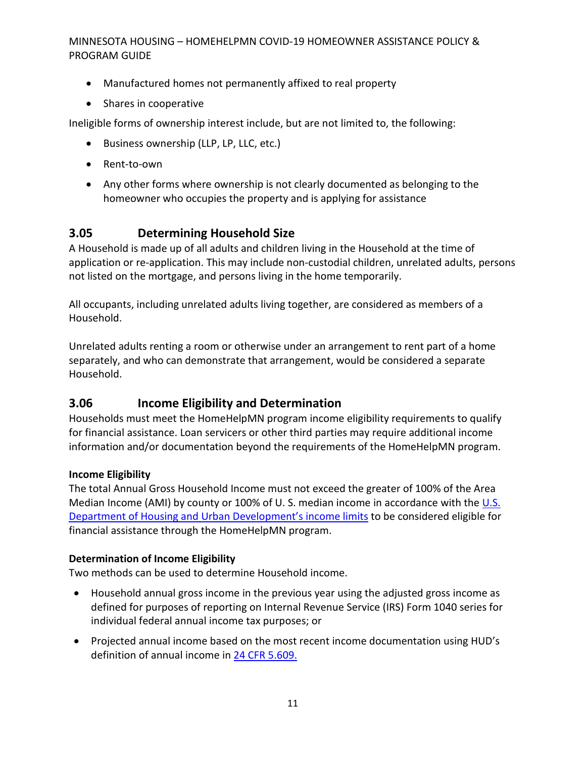- Manufactured homes not permanently affixed to real property
- Shares in cooperative

Ineligible forms of ownership interest include, but are not limited to, the following:

- Business ownership (LLP, LP, LLC, etc.)
- Rent-to-own
- Any other forms where ownership is not clearly documented as belonging to the homeowner who occupies the property and is applying for assistance

## 3.05 Determining Household Size

A Household is made up of all adults and children living in the Household at the time of application or re-application. This may include non-custodial children, unrelated adults, persons not listed on the mortgage, and persons living in the home temporarily.

All occupants, including unrelated adults living together, are considered as members of a Household.

Unrelated adults renting a room or otherwise under an arrangement to rent part of a home separately, and who can demonstrate that arrangement, would be considered a separate Household.

## 3.06 Income Eligibility and Determination

Households must meet the HomeHelpMN program income eligibility requirements to qualify for financial assistance. Loan servicers or other third parties may require additional income information and/or documentation beyond the requirements of the HomeHelpMN program.

**Income Eligibility**

The total Annual Gross Household Income must not exceed the greater of 100% of the Area Median Income (AMI) by county or 100% of U. S. median income in accordance with the U.S. Department of Housing and Urban Development's income limits to be considered eligible for financial assistance through the HomeHelpMN program.

**Determination of Income Eligibility**

Two methods can be used to determine Household income.

- Household annual gross income in the previous year using the adjusted gross income as defined for purposes of reporting on Internal Revenue Service (IRS) Form 1040 series for individual federal annual income tax purposes; or
- Projected annual income based on the most recent income documentation using HUD's definition of annual income in 24 CFR 5.609.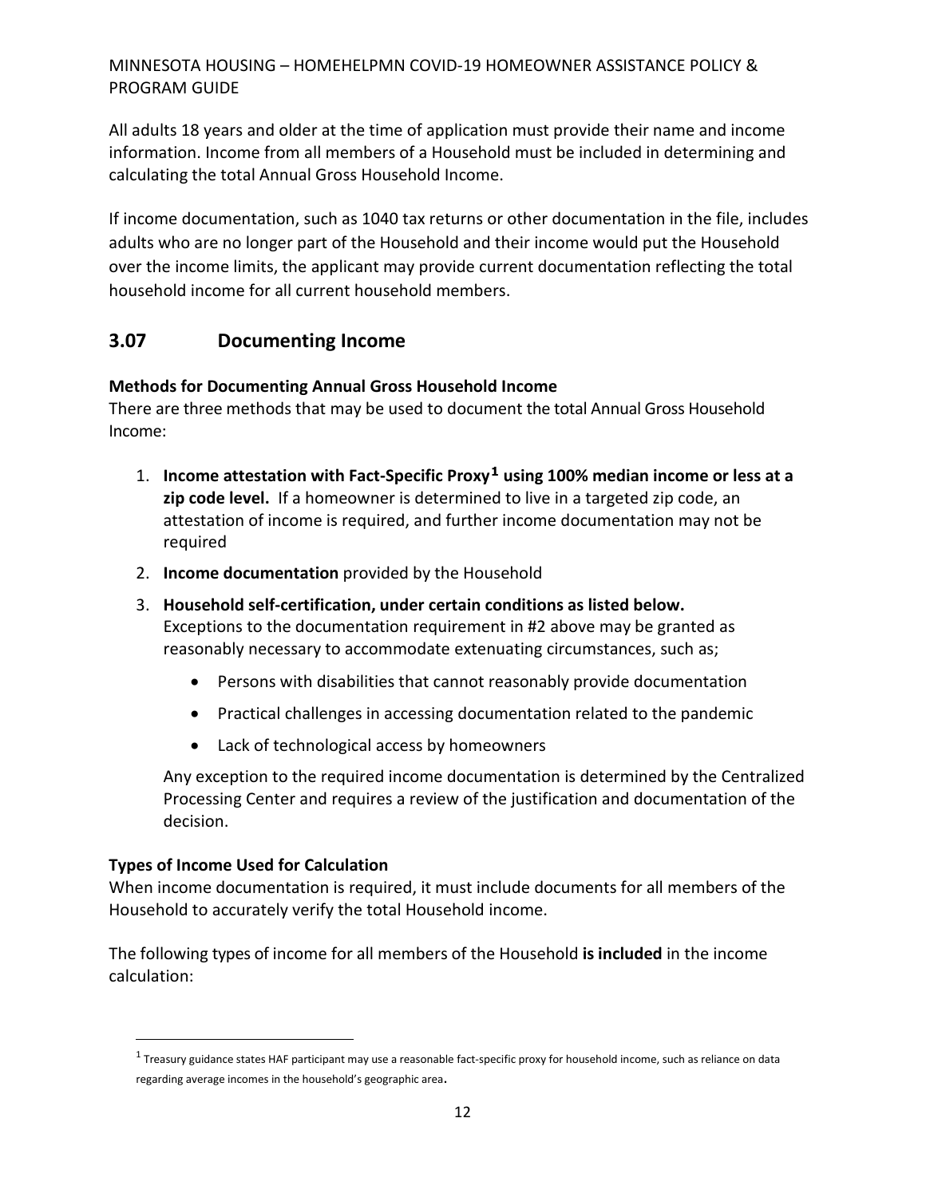All adults 18 years and older at the time of application must provide their name and income information. Income from all members of a Household must be included in determining and calculating the total Annual Gross Household Income.

If income documentation, such as 1040 tax returns or other documentation in the file, includes adults who are no longer part of the Household and their income would put the Household over the income limits, the applicant may provide current documentation reflecting the total household income for all current household members.

## 3.07 Documenting Income

**Methods for Documenting Annual Gross Household Income**

There are three methods that may be used to document the total Annual Gross Household Income:

1. **Income attestation with Fact-Specific Proxy[1] using 100% median income or less at a zip code level.** If a homeowner is determined to live in a targeted zip code, an attestation of income is required, and further income documentation may not be required
2. **Income documentation** provided by the Household
3. **Household self-certification, under certain conditions as listed below.** Exceptions to the documentation requirement in #2 above may be granted as reasonably necessary to accommodate extenuating circumstances, such as;
   - Persons with disabilities that cannot reasonably provide documentation
   - Practical challenges in accessing documentation related to the pandemic
   - Lack of technological access by homeowners

   Any exception to the required income documentation is determined by the Centralized Processing Center and requires a review of the justification and documentation of the decision.

**Types of Income Used for Calculation**

When income documentation is required, it must include documents for all members of the Household to accurately verify the total Household income.

The following types of income for all members of the Household **is included** in the income calculation:

[1] Treasury guidance states HAF participant may use a reasonable fact-specific proxy for household income, such as reliance on data regarding average incomes in the household's geographic area.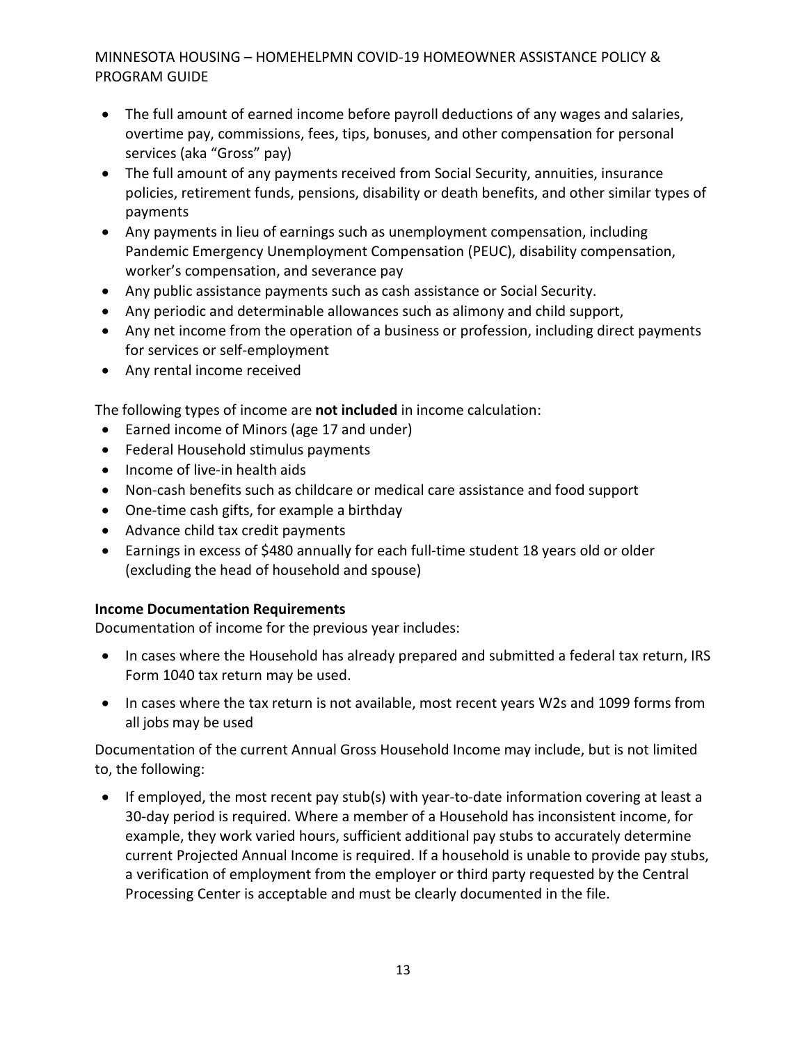- The full amount of earned income before payroll deductions of any wages and salaries, overtime pay, commissions, fees, tips, bonuses, and other compensation for personal services (aka "Gross" pay)
- The full amount of any payments received from Social Security, annuities, insurance policies, retirement funds, pensions, disability or death benefits, and other similar types of payments
- Any payments in lieu of earnings such as unemployment compensation, including Pandemic Emergency Unemployment Compensation (PEUC), disability compensation, worker's compensation, and severance pay
- Any public assistance payments such as cash assistance or Social Security.
- Any periodic and determinable allowances such as alimony and child support,
- Any net income from the operation of a business or profession, including direct payments for services or self-employment
- Any rental income received

The following types of income are **not included** in income calculation:

- Earned income of Minors (age 17 and under)
- Federal Household stimulus payments
- Income of live-in health aids
- Non-cash benefits such as childcare or medical care assistance and food support
- One-time cash gifts, for example a birthday
- Advance child tax credit payments
- Earnings in excess of $480 annually for each full-time student 18 years old or older (excluding the head of household and spouse)

**Income Documentation Requirements**

Documentation of income for the previous year includes:

- In cases where the Household has already prepared and submitted a federal tax return, IRS Form 1040 tax return may be used.
- In cases where the tax return is not available, most recent years W2s and 1099 forms from all jobs may be used

Documentation of the current Annual Gross Household Income may include, but is not limited to, the following:

- If employed, the most recent pay stub(s) with year-to-date information covering at least a 30-day period is required. Where a member of a Household has inconsistent income, for example, they work varied hours, sufficient additional pay stubs to accurately determine current Projected Annual Income is required. If a household is unable to provide pay stubs, a verification of employment from the employer or third party requested by the Central Processing Center is acceptable and must be clearly documented in the file.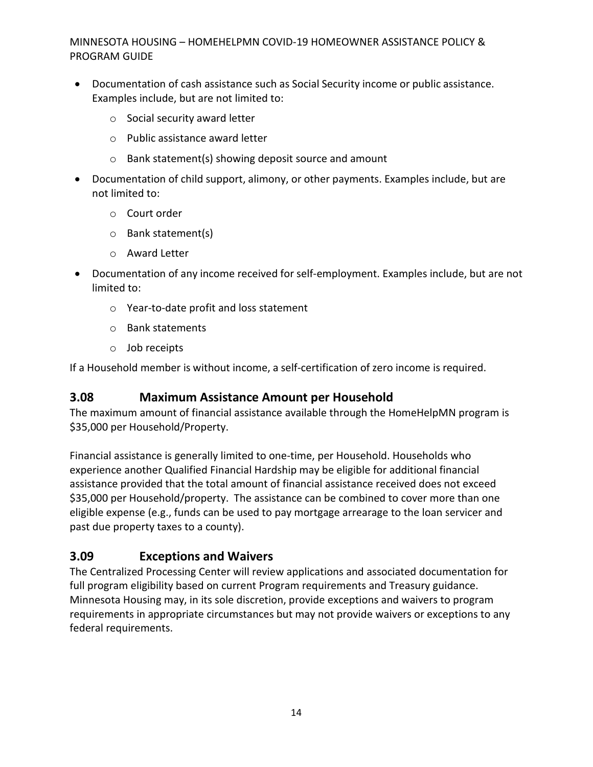- Documentation of cash assistance such as Social Security income or public assistance. Examples include, but are not limited to:
    - Social security award letter
    - Public assistance award letter
    - Bank statement(s) showing deposit source and amount
- Documentation of child support, alimony, or other payments. Examples include, but are not limited to:
    - Court order
    - Bank statement(s)
    - Award Letter
- Documentation of any income received for self-employment. Examples include, but are not limited to:
    - Year-to-date profit and loss statement
    - Bank statements
    - Job receipts

If a Household member is without income, a self-certification of zero income is required.

## 3.08 Maximum Assistance Amount per Household

The maximum amount of financial assistance available through the HomeHelpMN program is $35,000 per Household/Property.

Financial assistance is generally limited to one-time, per Household. Households who experience another Qualified Financial Hardship may be eligible for additional financial assistance provided that the total amount of financial assistance received does not exceed $35,000 per Household/property. The assistance can be combined to cover more than one eligible expense (e.g., funds can be used to pay mortgage arrearage to the loan servicer and past due property taxes to a county).

## 3.09 Exceptions and Waivers

The Centralized Processing Center will review applications and associated documentation for full program eligibility based on current Program requirements and Treasury guidance. Minnesota Housing may, in its sole discretion, provide exceptions and waivers to program requirements in appropriate circumstances but may not provide waivers or exceptions to any federal requirements.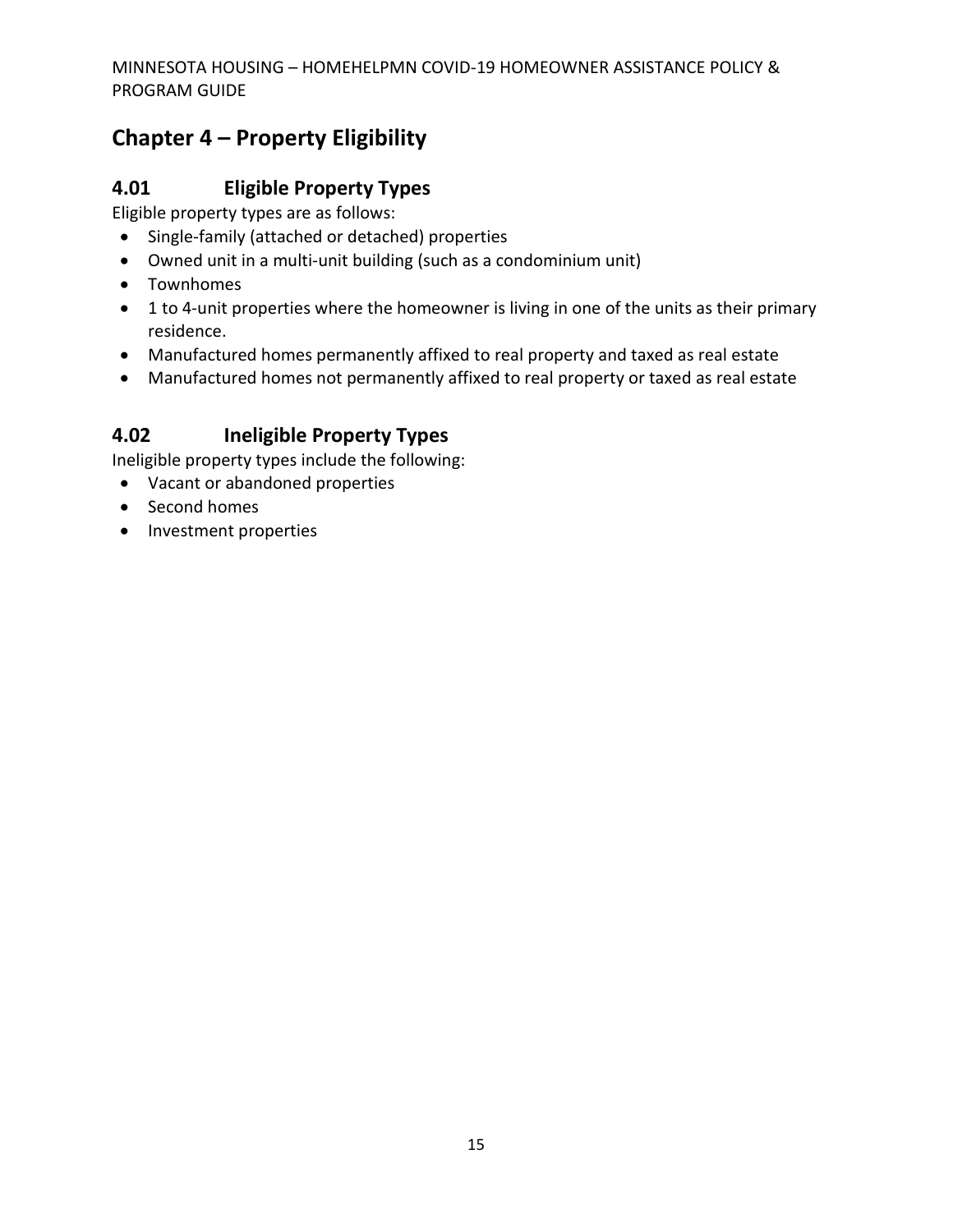# Chapter 4 – Property Eligibility

## 4.01 Eligible Property Types

Eligible property types are as follows:

- Single-family (attached or detached) properties
- Owned unit in a multi-unit building (such as a condominium unit)
- Townhomes
- 1 to 4-unit properties where the homeowner is living in one of the units as their primary residence.
- Manufactured homes permanently affixed to real property and taxed as real estate
- Manufactured homes not permanently affixed to real property or taxed as real estate

## 4.02 Ineligible Property Types

Ineligible property types include the following:

- Vacant or abandoned properties
- Second homes
- Investment properties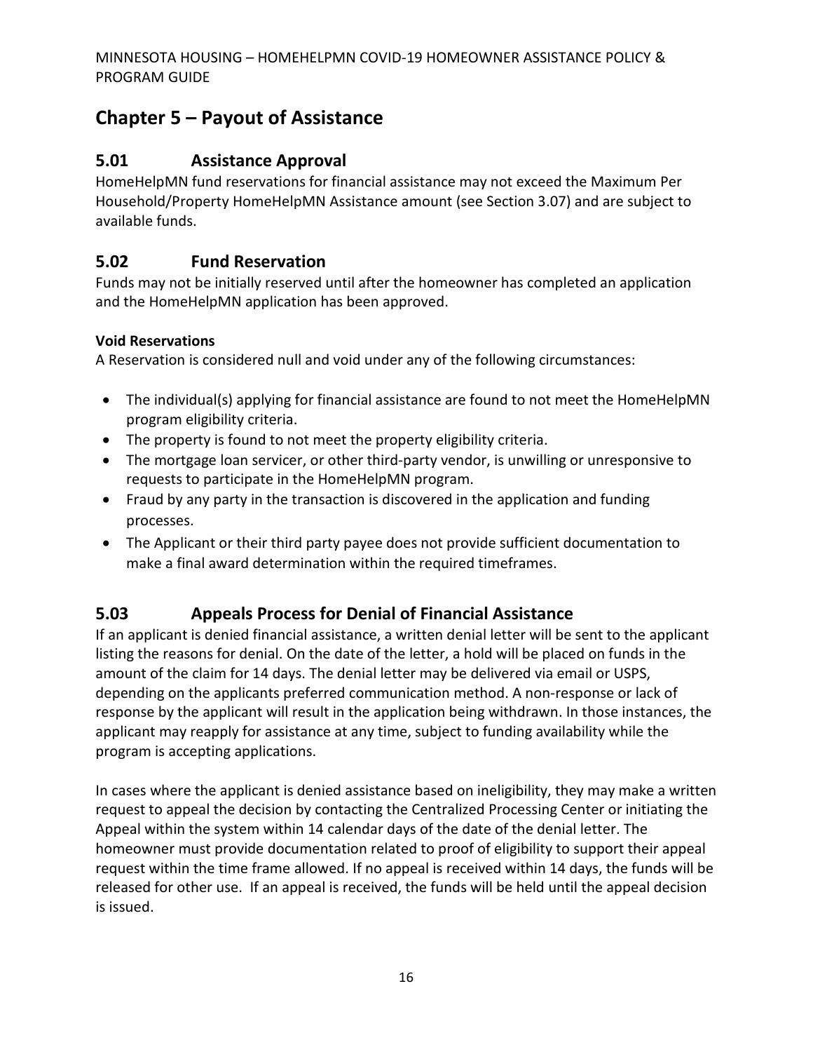# Chapter 5 – Payout of Assistance

## 5.01 Assistance Approval

HomeHelpMN fund reservations for financial assistance may not exceed the Maximum Per Household/Property HomeHelpMN Assistance amount (see Section 3.07) and are subject to available funds.

## 5.02 Fund Reservation

Funds may not be initially reserved until after the homeowner has completed an application and the HomeHelpMN application has been approved.

**Void Reservations**

A Reservation is considered null and void under any of the following circumstances:

- The individual(s) applying for financial assistance are found to not meet the HomeHelpMN program eligibility criteria.
- The property is found to not meet the property eligibility criteria.
- The mortgage loan servicer, or other third-party vendor, is unwilling or unresponsive to requests to participate in the HomeHelpMN program.
- Fraud by any party in the transaction is discovered in the application and funding processes.
- The Applicant or their third party payee does not provide sufficient documentation to make a final award determination within the required timeframes.

## 5.03 Appeals Process for Denial of Financial Assistance

If an applicant is denied financial assistance, a written denial letter will be sent to the applicant listing the reasons for denial. On the date of the letter, a hold will be placed on funds in the amount of the claim for 14 days. The denial letter may be delivered via email or USPS, depending on the applicants preferred communication method. A non-response or lack of response by the applicant will result in the application being withdrawn. In those instances, the applicant may reapply for assistance at any time, subject to funding availability while the program is accepting applications.

In cases where the applicant is denied assistance based on ineligibility, they may make a written request to appeal the decision by contacting the Centralized Processing Center or initiating the Appeal within the system within 14 calendar days of the date of the denial letter. The homeowner must provide documentation related to proof of eligibility to support their appeal request within the time frame allowed. If no appeal is received within 14 days, the funds will be released for other use. If an appeal is received, the funds will be held until the appeal decision is issued.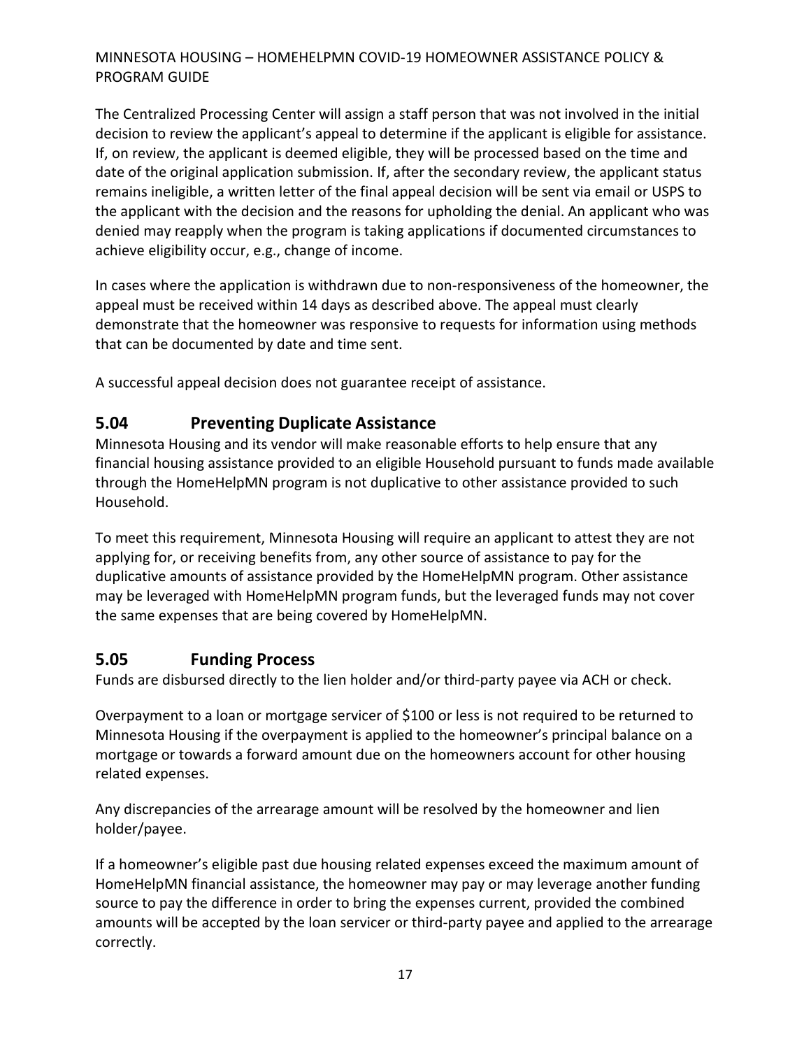The Centralized Processing Center will assign a staff person that was not involved in the initial decision to review the applicant's appeal to determine if the applicant is eligible for assistance. If, on review, the applicant is deemed eligible, they will be processed based on the time and date of the original application submission. If, after the secondary review, the applicant status remains ineligible, a written letter of the final appeal decision will be sent via email or USPS to the applicant with the decision and the reasons for upholding the denial. An applicant who was denied may reapply when the program is taking applications if documented circumstances to achieve eligibility occur, e.g., change of income.

In cases where the application is withdrawn due to non-responsiveness of the homeowner, the appeal must be received within 14 days as described above. The appeal must clearly demonstrate that the homeowner was responsive to requests for information using methods that can be documented by date and time sent.

A successful appeal decision does not guarantee receipt of assistance.

## 5.04 Preventing Duplicate Assistance

Minnesota Housing and its vendor will make reasonable efforts to help ensure that any financial housing assistance provided to an eligible Household pursuant to funds made available through the HomeHelpMN program is not duplicative to other assistance provided to such Household.

To meet this requirement, Minnesota Housing will require an applicant to attest they are not applying for, or receiving benefits from, any other source of assistance to pay for the duplicative amounts of assistance provided by the HomeHelpMN program. Other assistance may be leveraged with HomeHelpMN program funds, but the leveraged funds may not cover the same expenses that are being covered by HomeHelpMN.

## 5.05 Funding Process

Funds are disbursed directly to the lien holder and/or third-party payee via ACH or check.

Overpayment to a loan or mortgage servicer of $100 or less is not required to be returned to Minnesota Housing if the overpayment is applied to the homeowner's principal balance on a mortgage or towards a forward amount due on the homeowners account for other housing related expenses.

Any discrepancies of the arrearage amount will be resolved by the homeowner and lien holder/payee.

If a homeowner's eligible past due housing related expenses exceed the maximum amount of HomeHelpMN financial assistance, the homeowner may pay or may leverage another funding source to pay the difference in order to bring the expenses current, provided the combined amounts will be accepted by the loan servicer or third-party payee and applied to the arrearage correctly.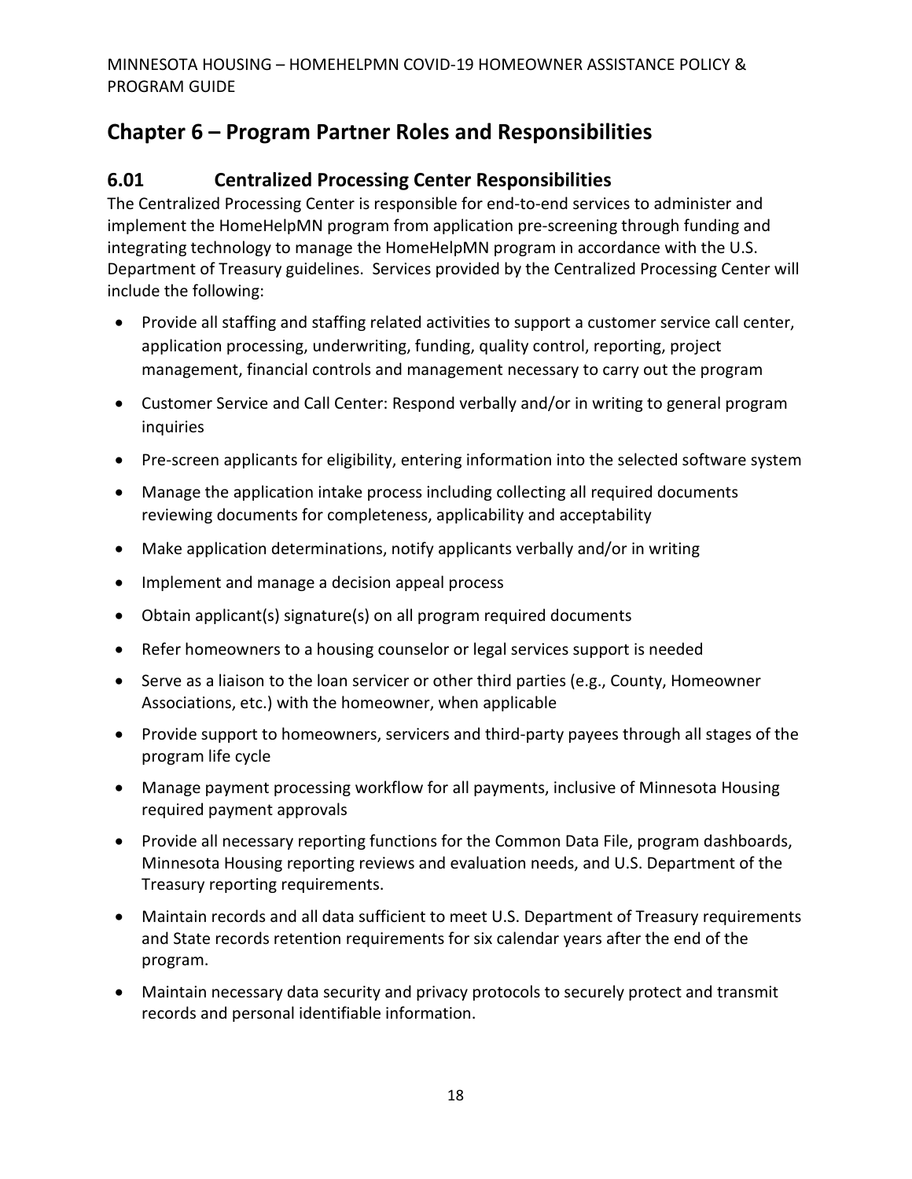# Chapter 6 – Program Partner Roles and Responsibilities

## 6.01 Centralized Processing Center Responsibilities

The Centralized Processing Center is responsible for end-to-end services to administer and implement the HomeHelpMN program from application pre-screening through funding and integrating technology to manage the HomeHelpMN program in accordance with the U.S. Department of Treasury guidelines. Services provided by the Centralized Processing Center will include the following:

- Provide all staffing and staffing related activities to support a customer service call center, application processing, underwriting, funding, quality control, reporting, project management, financial controls and management necessary to carry out the program
- Customer Service and Call Center: Respond verbally and/or in writing to general program inquiries
- Pre-screen applicants for eligibility, entering information into the selected software system
- Manage the application intake process including collecting all required documents reviewing documents for completeness, applicability and acceptability
- Make application determinations, notify applicants verbally and/or in writing
- Implement and manage a decision appeal process
- Obtain applicant(s) signature(s) on all program required documents
- Refer homeowners to a housing counselor or legal services support is needed
- Serve as a liaison to the loan servicer or other third parties (e.g., County, Homeowner Associations, etc.) with the homeowner, when applicable
- Provide support to homeowners, servicers and third-party payees through all stages of the program life cycle
- Manage payment processing workflow for all payments, inclusive of Minnesota Housing required payment approvals
- Provide all necessary reporting functions for the Common Data File, program dashboards, Minnesota Housing reporting reviews and evaluation needs, and U.S. Department of the Treasury reporting requirements.
- Maintain records and all data sufficient to meet U.S. Department of Treasury requirements and State records retention requirements for six calendar years after the end of the program.
- Maintain necessary data security and privacy protocols to securely protect and transmit records and personal identifiable information.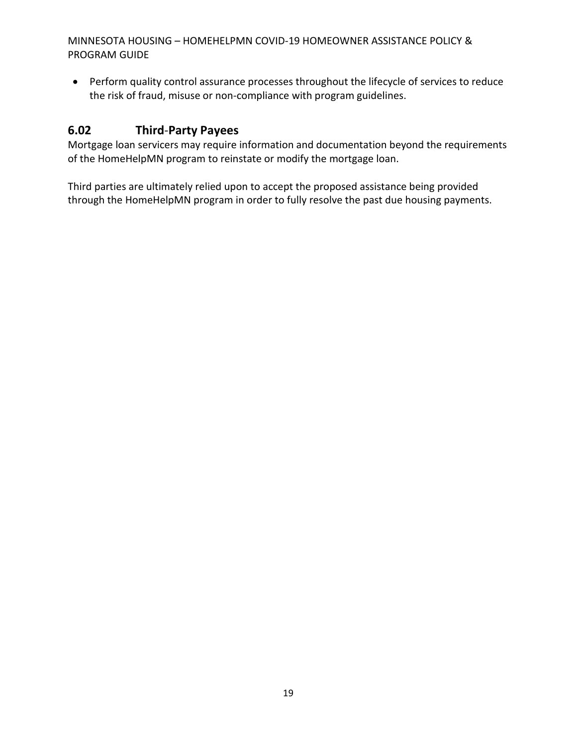- Perform quality control assurance processes throughout the lifecycle of services to reduce the risk of fraud, misuse or non-compliance with program guidelines.

## 6.02 Third-Party Payees

Mortgage loan servicers may require information and documentation beyond the requirements of the HomeHelpMN program to reinstate or modify the mortgage loan.

Third parties are ultimately relied upon to accept the proposed assistance being provided through the HomeHelpMN program in order to fully resolve the past due housing payments.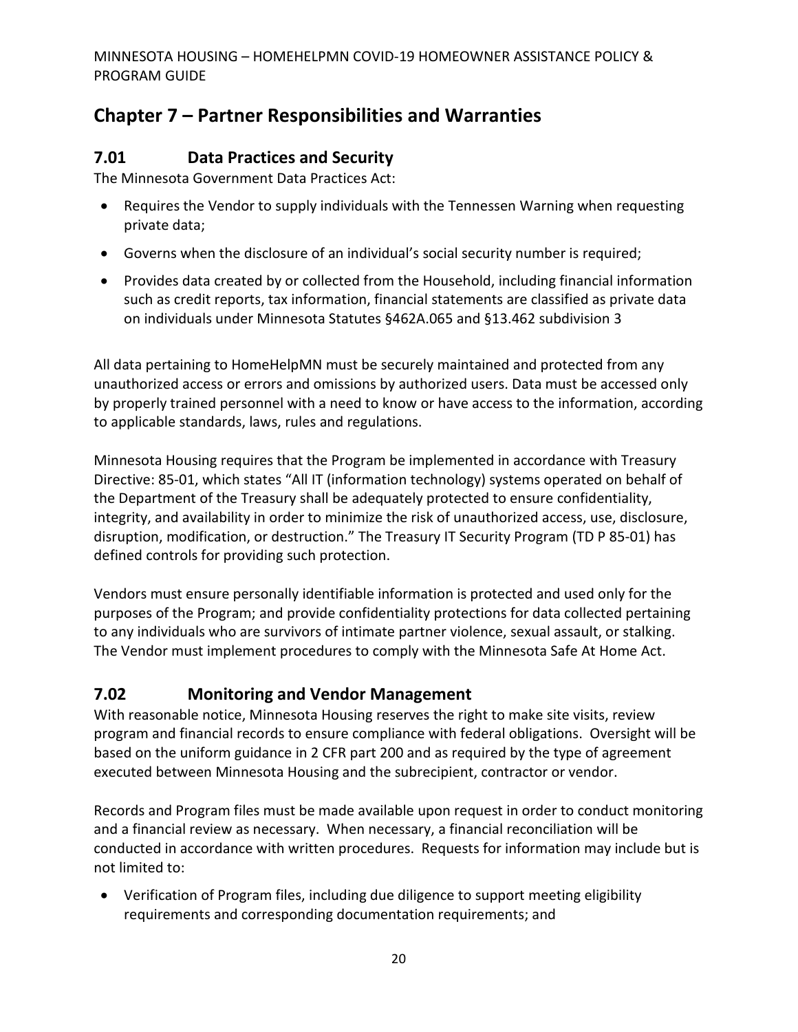# Chapter 7 – Partner Responsibilities and Warranties

## 7.01 Data Practices and Security

The Minnesota Government Data Practices Act:

- Requires the Vendor to supply individuals with the Tennessen Warning when requesting private data;
- Governs when the disclosure of an individual's social security number is required;
- Provides data created by or collected from the Household, including financial information such as credit reports, tax information, financial statements are classified as private data on individuals under Minnesota Statutes §462A.065 and §13.462 subdivision 3

All data pertaining to HomeHelpMN must be securely maintained and protected from any unauthorized access or errors and omissions by authorized users. Data must be accessed only by properly trained personnel with a need to know or have access to the information, according to applicable standards, laws, rules and regulations.

Minnesota Housing requires that the Program be implemented in accordance with Treasury Directive: 85-01, which states "All IT (information technology) systems operated on behalf of the Department of the Treasury shall be adequately protected to ensure confidentiality, integrity, and availability in order to minimize the risk of unauthorized access, use, disclosure, disruption, modification, or destruction." The Treasury IT Security Program (TD P 85-01) has defined controls for providing such protection.

Vendors must ensure personally identifiable information is protected and used only for the purposes of the Program; and provide confidentiality protections for data collected pertaining to any individuals who are survivors of intimate partner violence, sexual assault, or stalking. The Vendor must implement procedures to comply with the Minnesota Safe At Home Act.

## 7.02 Monitoring and Vendor Management

With reasonable notice, Minnesota Housing reserves the right to make site visits, review program and financial records to ensure compliance with federal obligations. Oversight will be based on the uniform guidance in 2 CFR part 200 and as required by the type of agreement executed between Minnesota Housing and the subrecipient, contractor or vendor.

Records and Program files must be made available upon request in order to conduct monitoring and a financial review as necessary. When necessary, a financial reconciliation will be conducted in accordance with written procedures. Requests for information may include but is not limited to:

- Verification of Program files, including due diligence to support meeting eligibility requirements and corresponding documentation requirements; and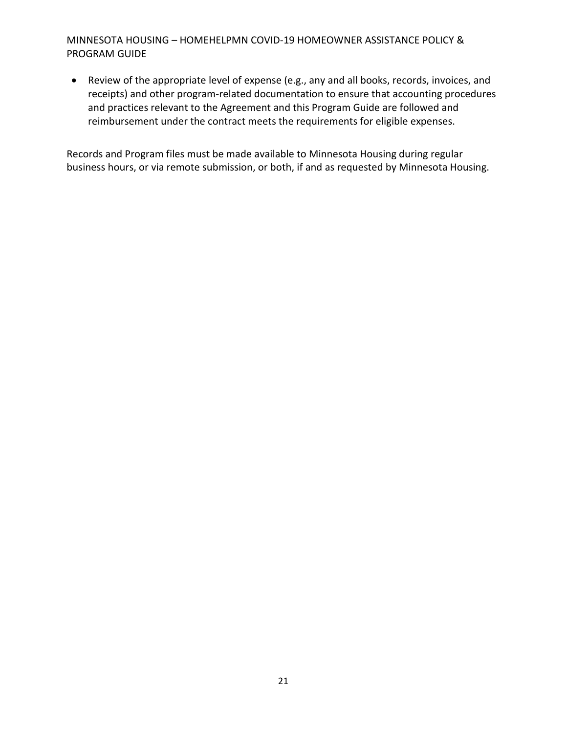- Review of the appropriate level of expense (e.g., any and all books, records, invoices, and receipts) and other program-related documentation to ensure that accounting procedures and practices relevant to the Agreement and this Program Guide are followed and reimbursement under the contract meets the requirements for eligible expenses.

Records and Program files must be made available to Minnesota Housing during regular business hours, or via remote submission, or both, if and as requested by Minnesota Housing.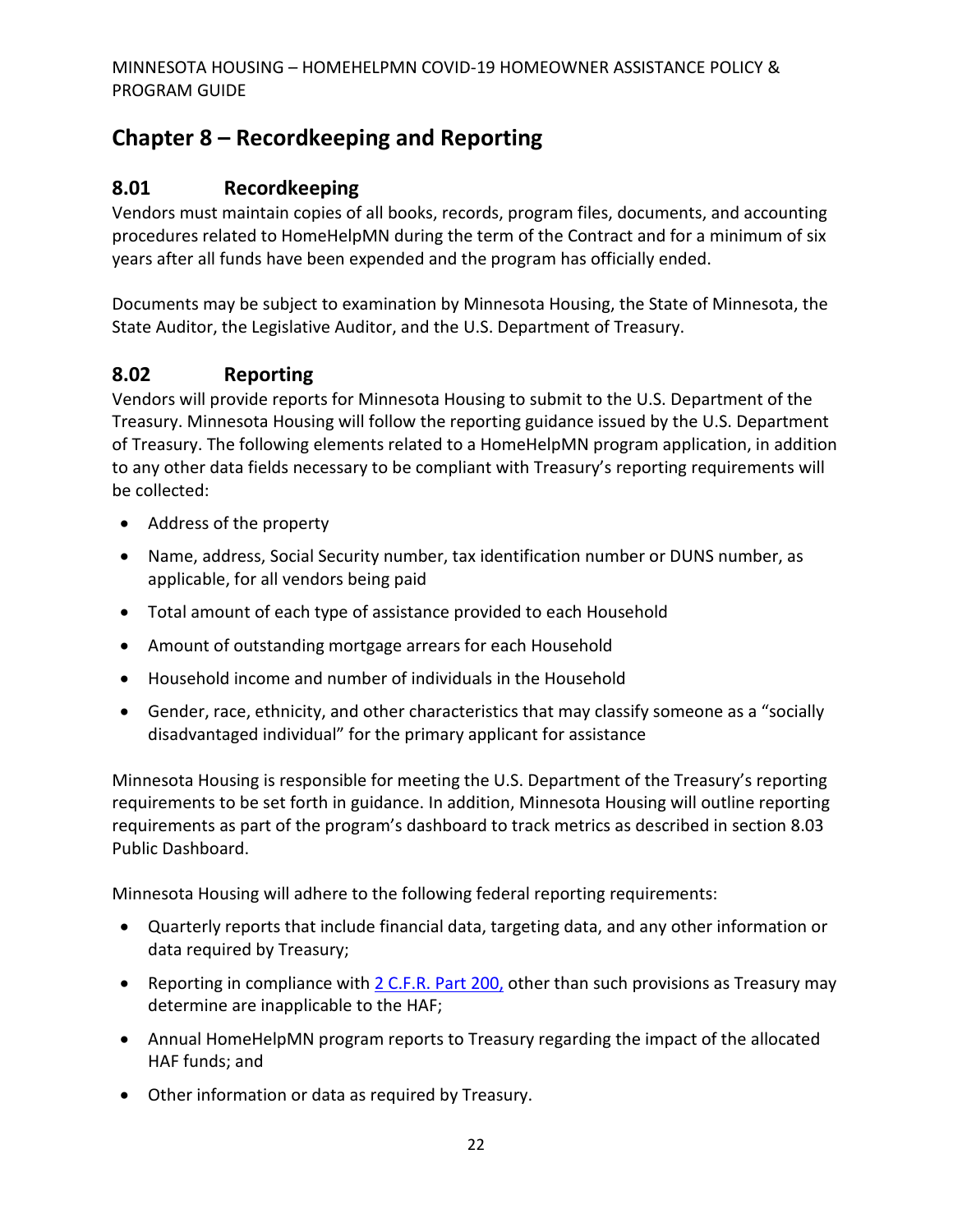# Chapter 8 – Recordkeeping and Reporting

## 8.01 Recordkeeping

Vendors must maintain copies of all books, records, program files, documents, and accounting procedures related to HomeHelpMN during the term of the Contract and for a minimum of six years after all funds have been expended and the program has officially ended.

Documents may be subject to examination by Minnesota Housing, the State of Minnesota, the State Auditor, the Legislative Auditor, and the U.S. Department of Treasury.

## 8.02 Reporting

Vendors will provide reports for Minnesota Housing to submit to the U.S. Department of the Treasury. Minnesota Housing will follow the reporting guidance issued by the U.S. Department of Treasury. The following elements related to a HomeHelpMN program application, in addition to any other data fields necessary to be compliant with Treasury's reporting requirements will be collected:

- Address of the property
- Name, address, Social Security number, tax identification number or DUNS number, as applicable, for all vendors being paid
- Total amount of each type of assistance provided to each Household
- Amount of outstanding mortgage arrears for each Household
- Household income and number of individuals in the Household
- Gender, race, ethnicity, and other characteristics that may classify someone as a "socially disadvantaged individual" for the primary applicant for assistance

Minnesota Housing is responsible for meeting the U.S. Department of the Treasury's reporting requirements to be set forth in guidance. In addition, Minnesota Housing will outline reporting requirements as part of the program's dashboard to track metrics as described in section 8.03 Public Dashboard.

Minnesota Housing will adhere to the following federal reporting requirements:

- Quarterly reports that include financial data, targeting data, and any other information or data required by Treasury;
- Reporting in compliance with 2 C.F.R. Part 200, other than such provisions as Treasury may determine are inapplicable to the HAF;
- Annual HomeHelpMN program reports to Treasury regarding the impact of the allocated HAF funds; and
- Other information or data as required by Treasury.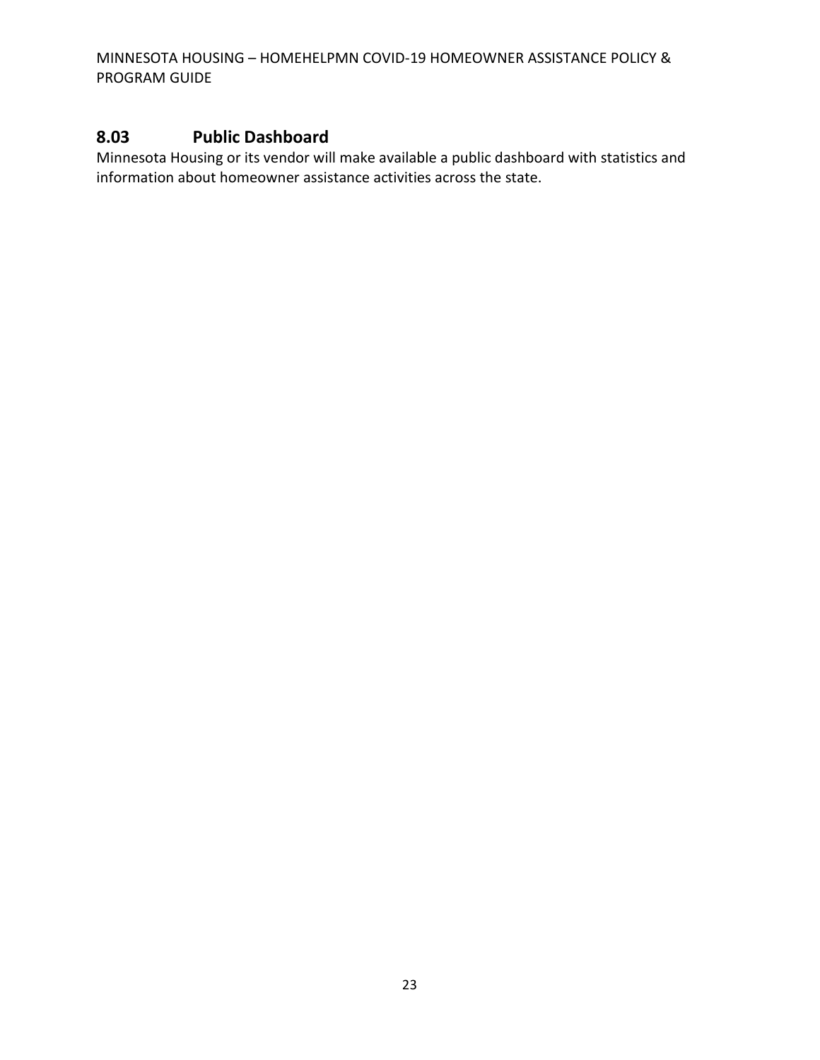## 8.03 Public Dashboard

Minnesota Housing or its vendor will make available a public dashboard with statistics and information about homeowner assistance activities across the state.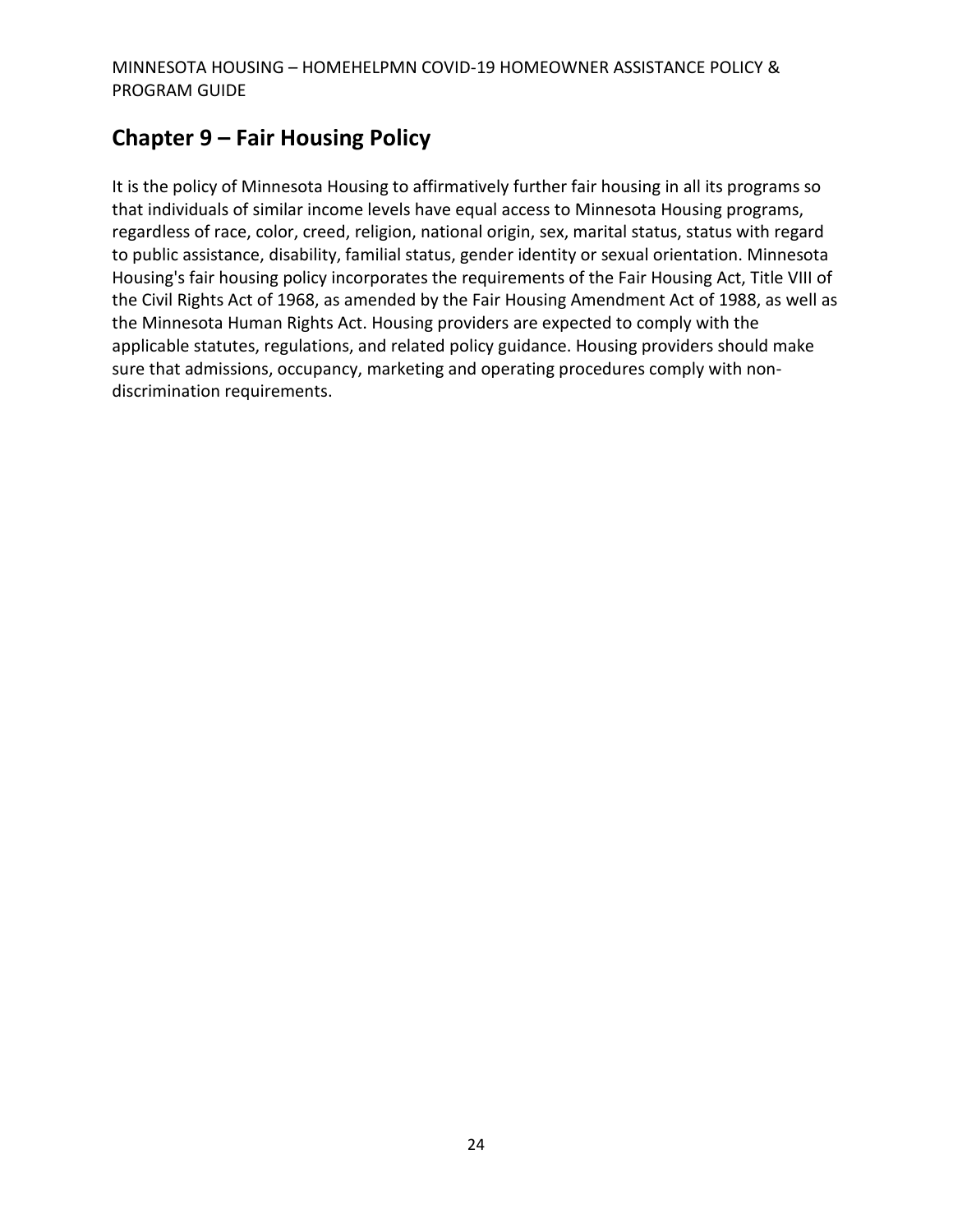## Chapter 9 – Fair Housing Policy

It is the policy of Minnesota Housing to affirmatively further fair housing in all its programs so that individuals of similar income levels have equal access to Minnesota Housing programs, regardless of race, color, creed, religion, national origin, sex, marital status, status with regard to public assistance, disability, familial status, gender identity or sexual orientation. Minnesota Housing's fair housing policy incorporates the requirements of the Fair Housing Act, Title VIII of the Civil Rights Act of 1968, as amended by the Fair Housing Amendment Act of 1988, as well as the Minnesota Human Rights Act. Housing providers are expected to comply with the applicable statutes, regulations, and related policy guidance. Housing providers should make sure that admissions, occupancy, marketing and operating procedures comply with non-discrimination requirements.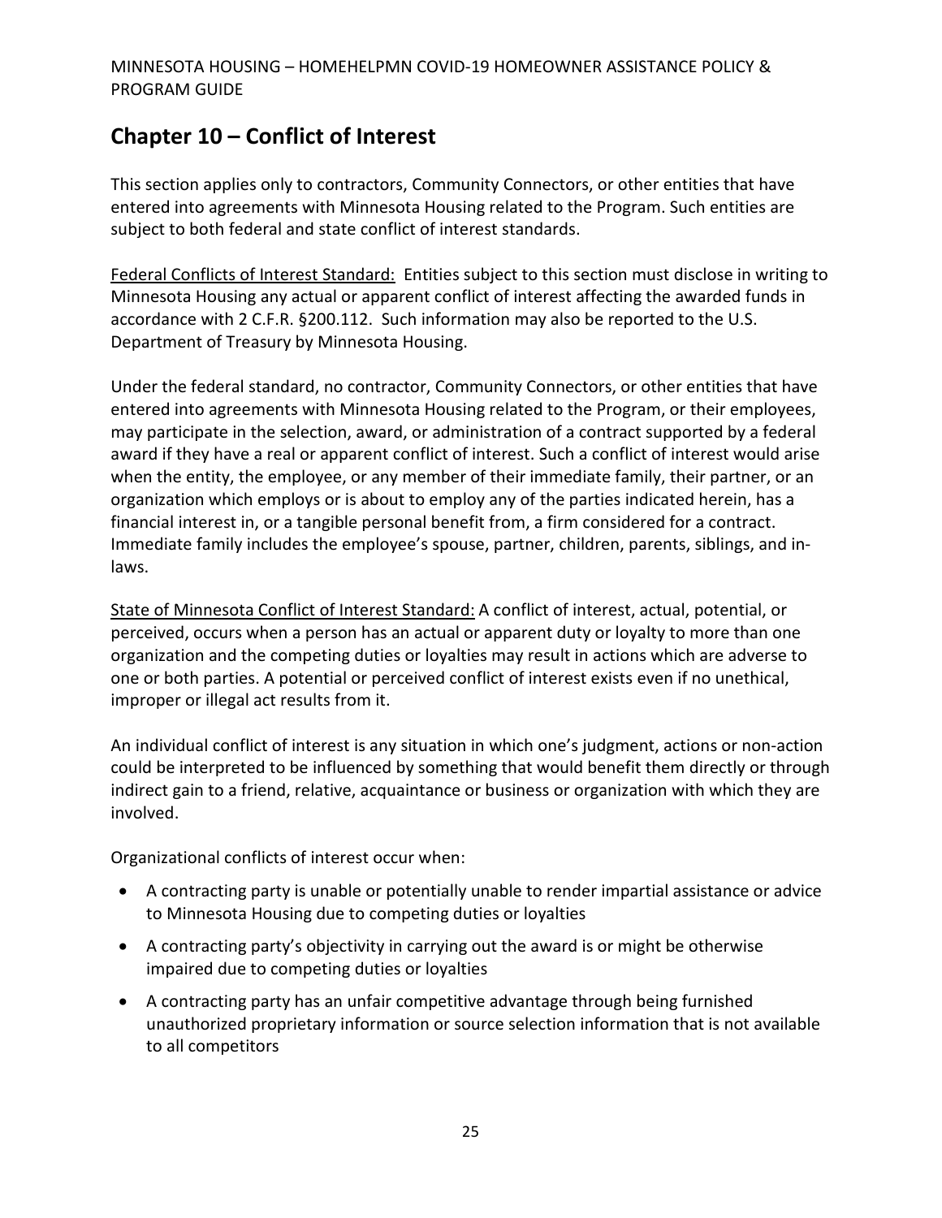# Chapter 10 – Conflict of Interest

This section applies only to contractors, Community Connectors, or other entities that have entered into agreements with Minnesota Housing related to the Program. Such entities are subject to both federal and state conflict of interest standards.

Federal Conflicts of Interest Standard: Entities subject to this section must disclose in writing to Minnesota Housing any actual or apparent conflict of interest affecting the awarded funds in accordance with 2 C.F.R. §200.112. Such information may also be reported to the U.S. Department of Treasury by Minnesota Housing.

Under the federal standard, no contractor, Community Connectors, or other entities that have entered into agreements with Minnesota Housing related to the Program, or their employees, may participate in the selection, award, or administration of a contract supported by a federal award if they have a real or apparent conflict of interest. Such a conflict of interest would arise when the entity, the employee, or any member of their immediate family, their partner, or an organization which employs or is about to employ any of the parties indicated herein, has a financial interest in, or a tangible personal benefit from, a firm considered for a contract. Immediate family includes the employee's spouse, partner, children, parents, siblings, and in-laws.

State of Minnesota Conflict of Interest Standard: A conflict of interest, actual, potential, or perceived, occurs when a person has an actual or apparent duty or loyalty to more than one organization and the competing duties or loyalties may result in actions which are adverse to one or both parties. A potential or perceived conflict of interest exists even if no unethical, improper or illegal act results from it.

An individual conflict of interest is any situation in which one's judgment, actions or non-action could be interpreted to be influenced by something that would benefit them directly or through indirect gain to a friend, relative, acquaintance or business or organization with which they are involved.

Organizational conflicts of interest occur when:

- A contracting party is unable or potentially unable to render impartial assistance or advice to Minnesota Housing due to competing duties or loyalties
- A contracting party's objectivity in carrying out the award is or might be otherwise impaired due to competing duties or loyalties
- A contracting party has an unfair competitive advantage through being furnished unauthorized proprietary information or source selection information that is not available to all competitors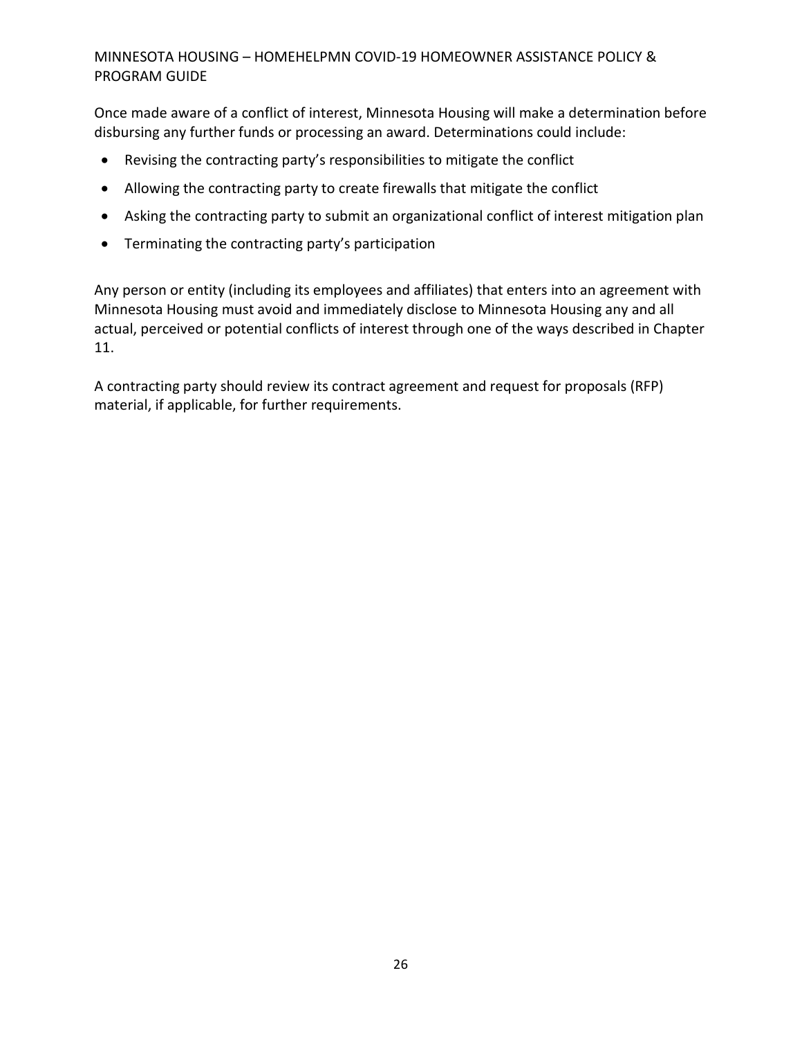Once made aware of a conflict of interest, Minnesota Housing will make a determination before disbursing any further funds or processing an award. Determinations could include:

- Revising the contracting party's responsibilities to mitigate the conflict
- Allowing the contracting party to create firewalls that mitigate the conflict
- Asking the contracting party to submit an organizational conflict of interest mitigation plan
- Terminating the contracting party's participation

Any person or entity (including its employees and affiliates) that enters into an agreement with Minnesota Housing must avoid and immediately disclose to Minnesota Housing any and all actual, perceived or potential conflicts of interest through one of the ways described in Chapter 11.

A contracting party should review its contract agreement and request for proposals (RFP) material, if applicable, for further requirements.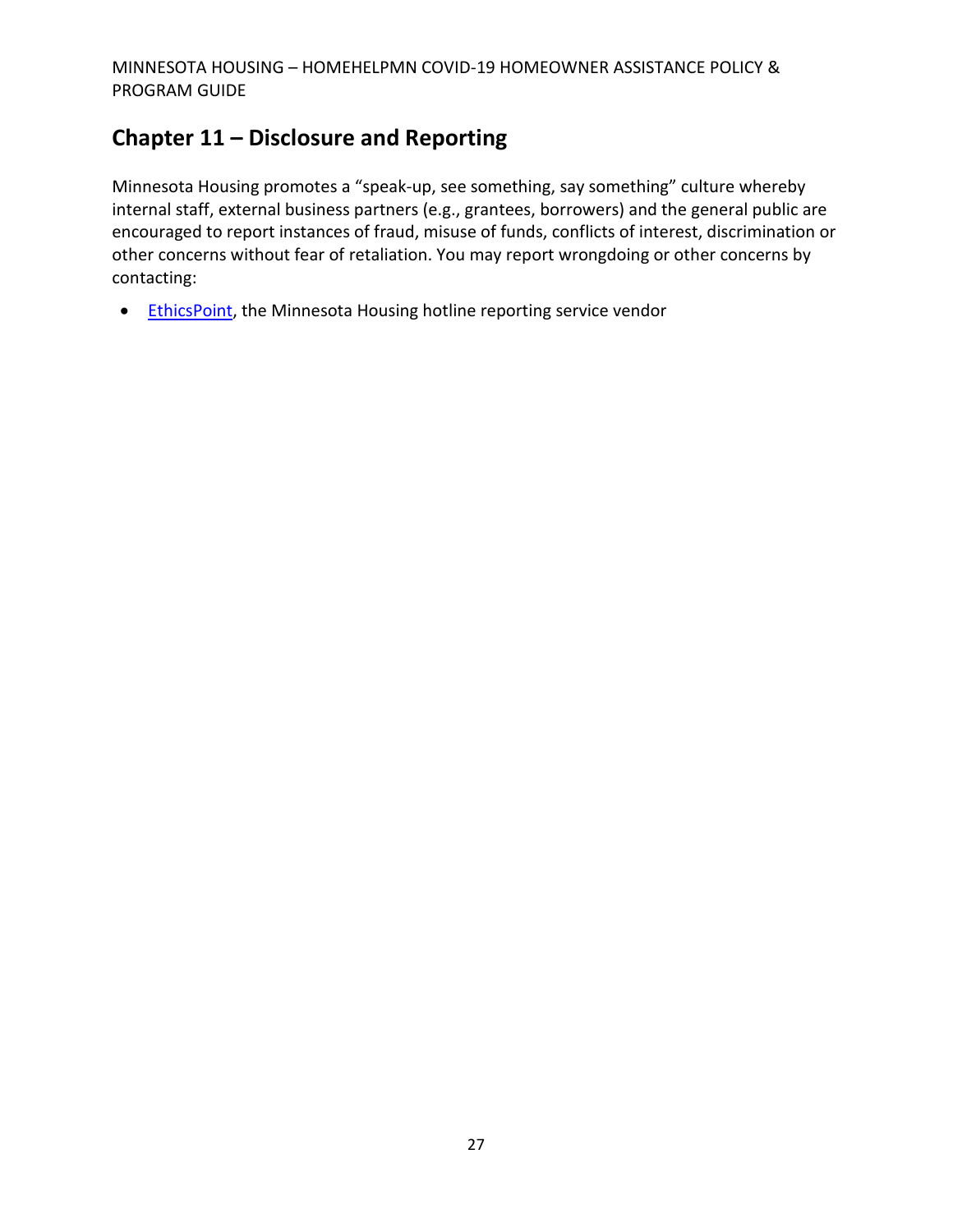## Chapter 11 – Disclosure and Reporting

Minnesota Housing promotes a "speak-up, see something, say something" culture whereby internal staff, external business partners (e.g., grantees, borrowers) and the general public are encouraged to report instances of fraud, misuse of funds, conflicts of interest, discrimination or other concerns without fear of retaliation. You may report wrongdoing or other concerns by contacting:

- EthicsPoint, the Minnesota Housing hotline reporting service vendor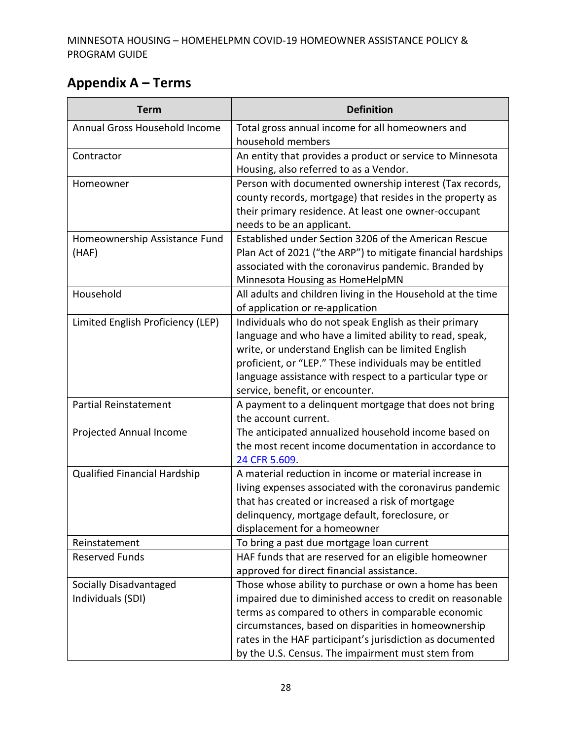## Appendix A – Terms

| Term | Definition |
| --- | --- |
| Annual Gross Household Income | Total gross annual income for all homeowners and household members |
| Contractor | An entity that provides a product or service to Minnesota Housing, also referred to as a Vendor. |
| Homeowner | Person with documented ownership interest (Tax records, county records, mortgage) that resides in the property as their primary residence. At least one owner-occupant needs to be an applicant. |
| Homeownership Assistance Fund (HAF) | Established under Section 3206 of the American Rescue Plan Act of 2021 ("the ARP") to mitigate financial hardships associated with the coronavirus pandemic. Branded by Minnesota Housing as HomeHelpMN |
| Household | All adults and children living in the Household at the time of application or re-application |
| Limited English Proficiency (LEP) | Individuals who do not speak English as their primary language and who have a limited ability to read, speak, write, or understand English can be limited English proficient, or "LEP." These individuals may be entitled language assistance with respect to a particular type or service, benefit, or encounter. |
| Partial Reinstatement | A payment to a delinquent mortgage that does not bring the account current. |
| Projected Annual Income | The anticipated annualized household income based on the most recent income documentation in accordance to [24 CFR 5.609](). |
| Qualified Financial Hardship | A material reduction in income or material increase in living expenses associated with the coronavirus pandemic that has created or increased a risk of mortgage delinquency, mortgage default, foreclosure, or displacement for a homeowner |
| Reinstatement | To bring a past due mortgage loan current |
| Reserved Funds | HAF funds that are reserved for an eligible homeowner approved for direct financial assistance. |
| Socially Disadvantaged Individuals (SDI) | Those whose ability to purchase or own a home has been impaired due to diminished access to credit on reasonable terms as compared to others in comparable economic circumstances, based on disparities in homeownership rates in the HAF participant's jurisdiction as documented by the U.S. Census. The impairment must stem from |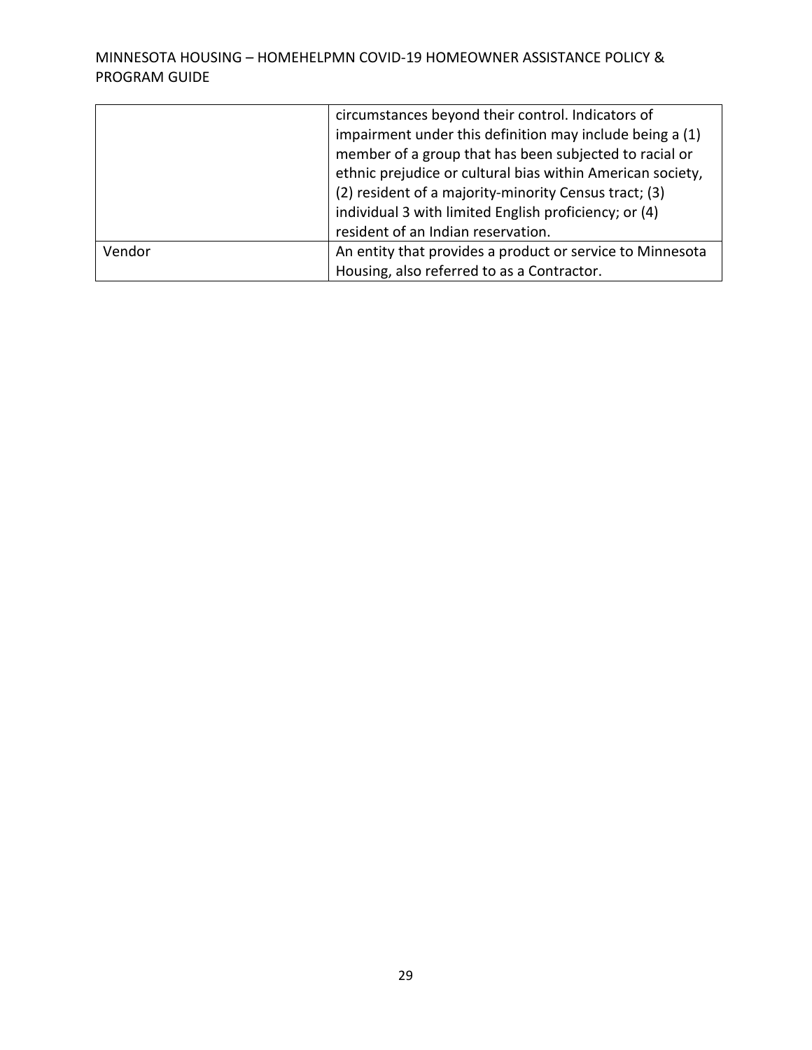| | |
|---|---|
| | circumstances beyond their control. Indicators of impairment under this definition may include being a (1) member of a group that has been subjected to racial or ethnic prejudice or cultural bias within American society, (2) resident of a majority-minority Census tract; (3) individual 3 with limited English proficiency; or (4) resident of an Indian reservation. |
| Vendor | An entity that provides a product or service to Minnesota Housing, also referred to as a Contractor. |